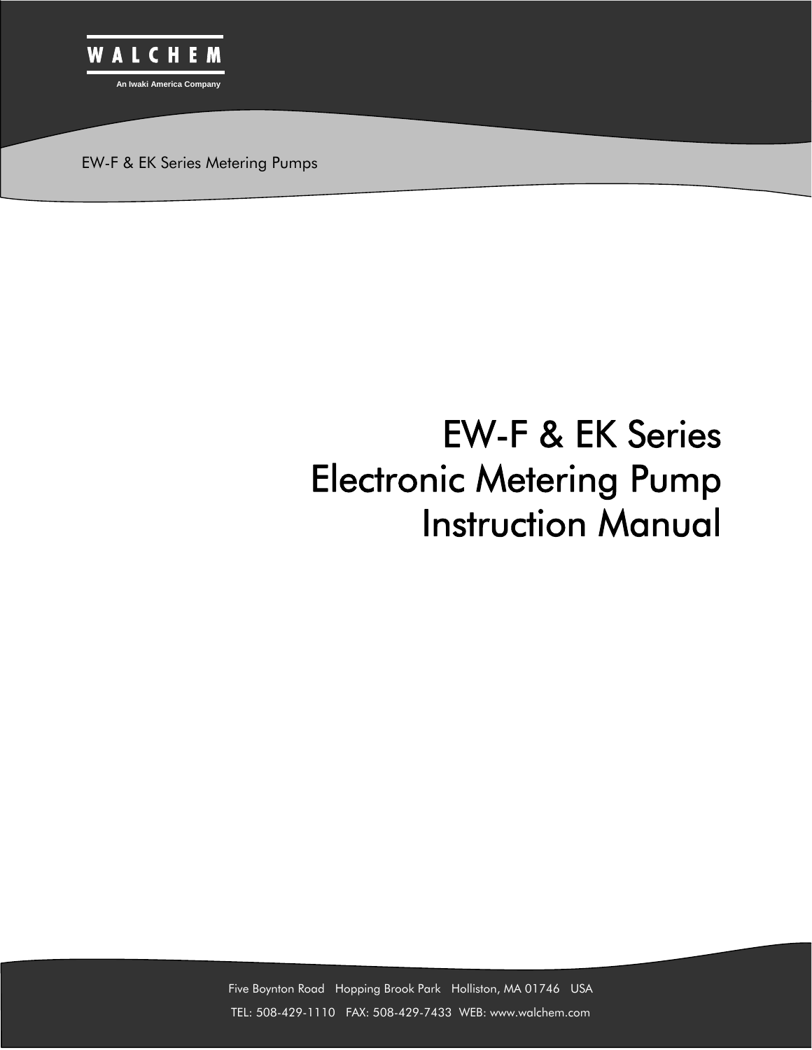WALCHEM

An Iwaki America Company

EW-F & EK Series Metering Pumps

# EW-F & EK Series
# Electronic Metering Pump
# Instruction Manual

Five Boynton Road   Hopping Brook Park   Holliston, MA 01746   USA

TEL: 508-429-1110   FAX: 508-429-7433   WEB: www.walchem.com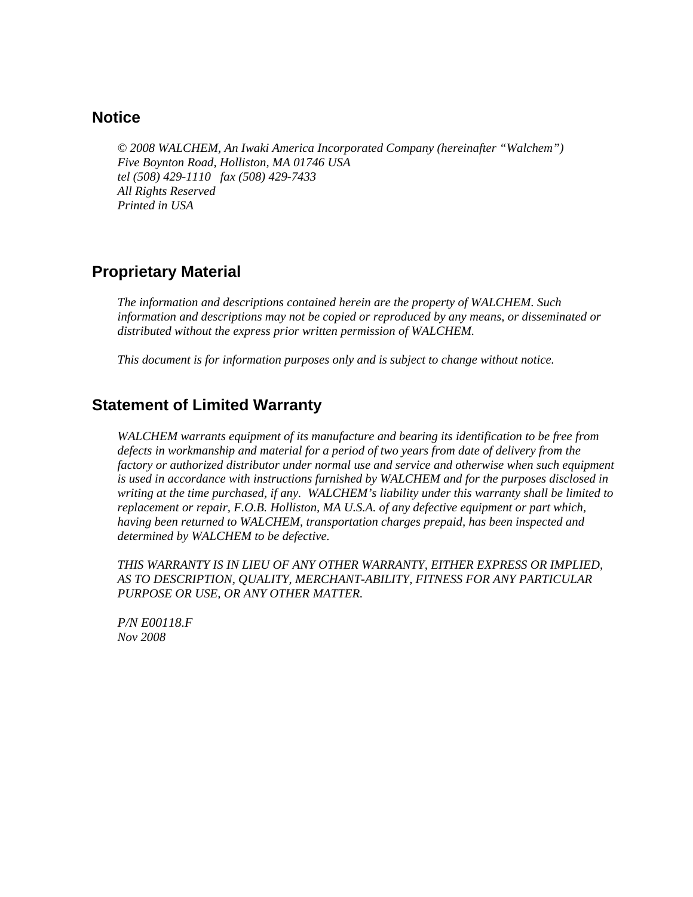## Notice

*© 2008 WALCHEM, An Iwaki America Incorporated Company (hereinafter "Walchem")*
*Five Boynton Road, Holliston, MA 01746 USA*
*tel (508) 429-1110   fax (508) 429-7433*
*All Rights Reserved*
*Printed in USA*

## Proprietary Material

*The information and descriptions contained herein are the property of WALCHEM. Such information and descriptions may not be copied or reproduced by any means, or disseminated or distributed without the express prior written permission of WALCHEM.*

*This document is for information purposes only and is subject to change without notice.*

## Statement of Limited Warranty

*WALCHEM warrants equipment of its manufacture and bearing its identification to be free from defects in workmanship and material for a period of two years from date of delivery from the factory or authorized distributor under normal use and service and otherwise when such equipment is used in accordance with instructions furnished by WALCHEM and for the purposes disclosed in writing at the time purchased, if any. WALCHEM's liability under this warranty shall be limited to replacement or repair, F.O.B. Holliston, MA U.S.A. of any defective equipment or part which, having been returned to WALCHEM, transportation charges prepaid, has been inspected and determined by WALCHEM to be defective.*

*THIS WARRANTY IS IN LIEU OF ANY OTHER WARRANTY, EITHER EXPRESS OR IMPLIED, AS TO DESCRIPTION, QUALITY, MERCHANT-ABILITY, FITNESS FOR ANY PARTICULAR PURPOSE OR USE, OR ANY OTHER MATTER.*

*P/N E00118.F*
*Nov 2008*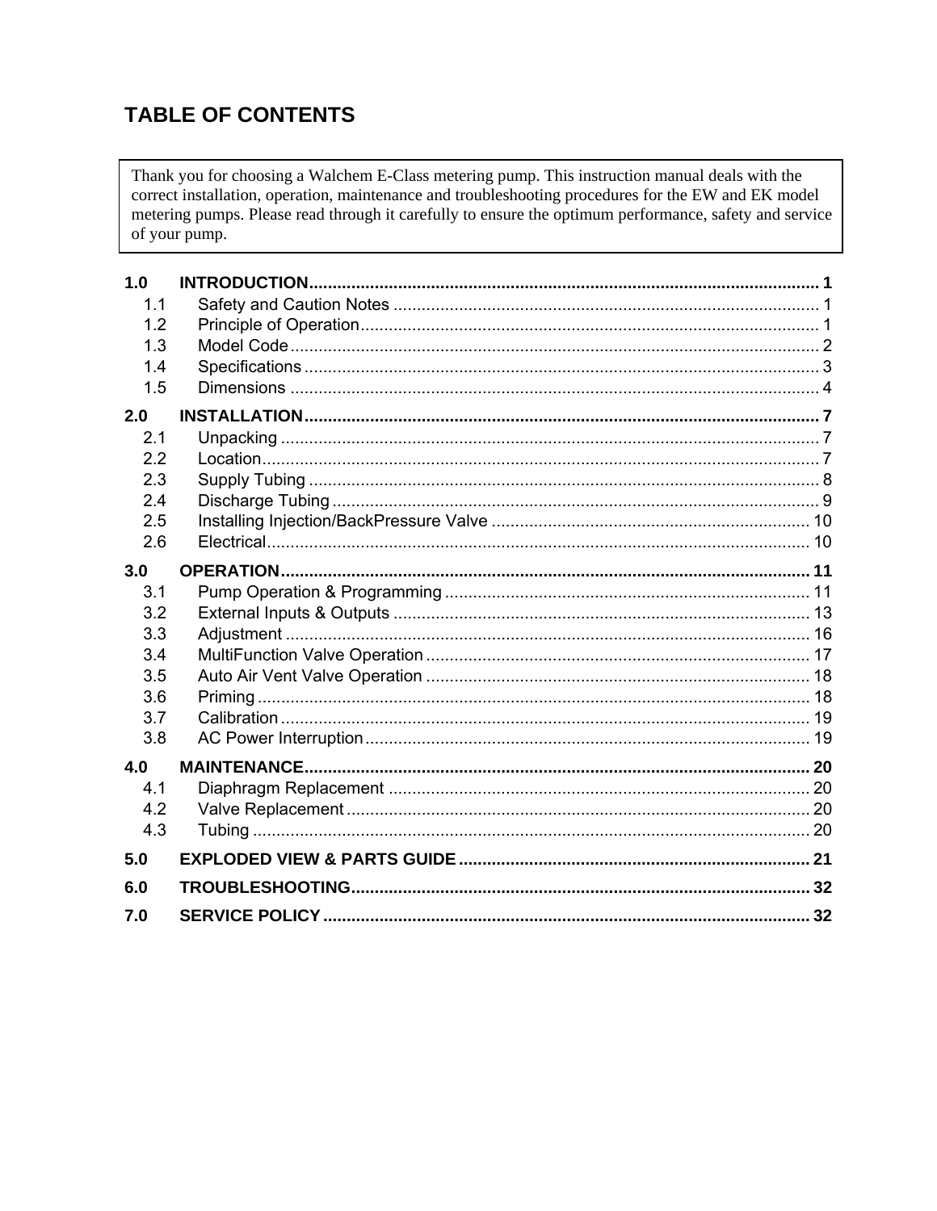# TABLE OF CONTENTS

Thank you for choosing a Walchem E-Class metering pump. This instruction manual deals with the correct installation, operation, maintenance and troubleshooting procedures for the EW and EK model metering pumps. Please read through it carefully to ensure the optimum performance, safety and service of your pump.

| | | |
|---|---|---|
| **1.0** | **INTRODUCTION** | **1** |
| 1.1 | Safety and Caution Notes | 1 |
| 1.2 | Principle of Operation | 1 |
| 1.3 | Model Code | 2 |
| 1.4 | Specifications | 3 |
| 1.5 | Dimensions | 4 |
| **2.0** | **INSTALLATION** | **7** |
| 2.1 | Unpacking | 7 |
| 2.2 | Location | 7 |
| 2.3 | Supply Tubing | 8 |
| 2.4 | Discharge Tubing | 9 |
| 2.5 | Installing Injection/BackPressure Valve | 10 |
| 2.6 | Electrical | 10 |
| **3.0** | **OPERATION** | **11** |
| 3.1 | Pump Operation & Programming | 11 |
| 3.2 | External Inputs & Outputs | 13 |
| 3.3 | Adjustment | 16 |
| 3.4 | MultiFunction Valve Operation | 17 |
| 3.5 | Auto Air Vent Valve Operation | 18 |
| 3.6 | Priming | 18 |
| 3.7 | Calibration | 19 |
| 3.8 | AC Power Interruption | 19 |
| **4.0** | **MAINTENANCE** | **20** |
| 4.1 | Diaphragm Replacement | 20 |
| 4.2 | Valve Replacement | 20 |
| 4.3 | Tubing | 20 |
| **5.0** | **EXPLODED VIEW & PARTS GUIDE** | **21** |
| **6.0** | **TROUBLESHOOTING** | **32** |
| **7.0** | **SERVICE POLICY** | **32** |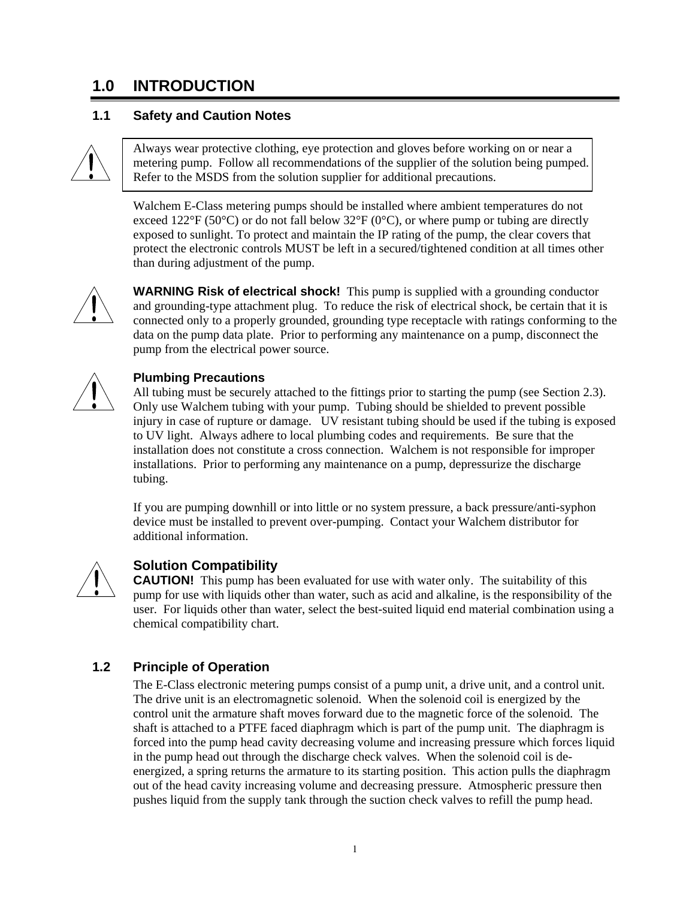# 1.0 INTRODUCTION

## 1.1 Safety and Caution Notes

Always wear protective clothing, eye protection and gloves before working on or near a metering pump. Follow all recommendations of the supplier of the solution being pumped. Refer to the MSDS from the solution supplier for additional precautions.

Walchem E-Class metering pumps should be installed where ambient temperatures do not exceed 122°F (50°C) or do not fall below 32°F (0°C), or where pump or tubing are directly exposed to sunlight. To protect and maintain the IP rating of the pump, the clear covers that protect the electronic controls MUST be left in a secured/tightened condition at all times other than during adjustment of the pump.

**WARNING Risk of electrical shock!** This pump is supplied with a grounding conductor and grounding-type attachment plug. To reduce the risk of electrical shock, be certain that it is connected only to a properly grounded, grounding type receptacle with ratings conforming to the data on the pump data plate. Prior to performing any maintenance on a pump, disconnect the pump from the electrical power source.

**Plumbing Precautions**

All tubing must be securely attached to the fittings prior to starting the pump (see Section 2.3). Only use Walchem tubing with your pump. Tubing should be shielded to prevent possible injury in case of rupture or damage. UV resistant tubing should be used if the tubing is exposed to UV light. Always adhere to local plumbing codes and requirements. Be sure that the installation does not constitute a cross connection. Walchem is not responsible for improper installations. Prior to performing any maintenance on a pump, depressurize the discharge tubing.

If you are pumping downhill or into little or no system pressure, a back pressure/anti-syphon device must be installed to prevent over-pumping. Contact your Walchem distributor for additional information.

**Solution Compatibility**

**CAUTION!** This pump has been evaluated for use with water only. The suitability of this pump for use with liquids other than water, such as acid and alkaline, is the responsibility of the user. For liquids other than water, select the best-suited liquid end material combination using a chemical compatibility chart.

## 1.2 Principle of Operation

The E-Class electronic metering pumps consist of a pump unit, a drive unit, and a control unit. The drive unit is an electromagnetic solenoid. When the solenoid coil is energized by the control unit the armature shaft moves forward due to the magnetic force of the solenoid. The shaft is attached to a PTFE faced diaphragm which is part of the pump unit. The diaphragm is forced into the pump head cavity decreasing volume and increasing pressure which forces liquid in the pump head out through the discharge check valves. When the solenoid coil is de-energized, a spring returns the armature to its starting position. This action pulls the diaphragm out of the head cavity increasing volume and decreasing pressure. Atmospheric pressure then pushes liquid from the supply tank through the suction check valves to refill the pump head.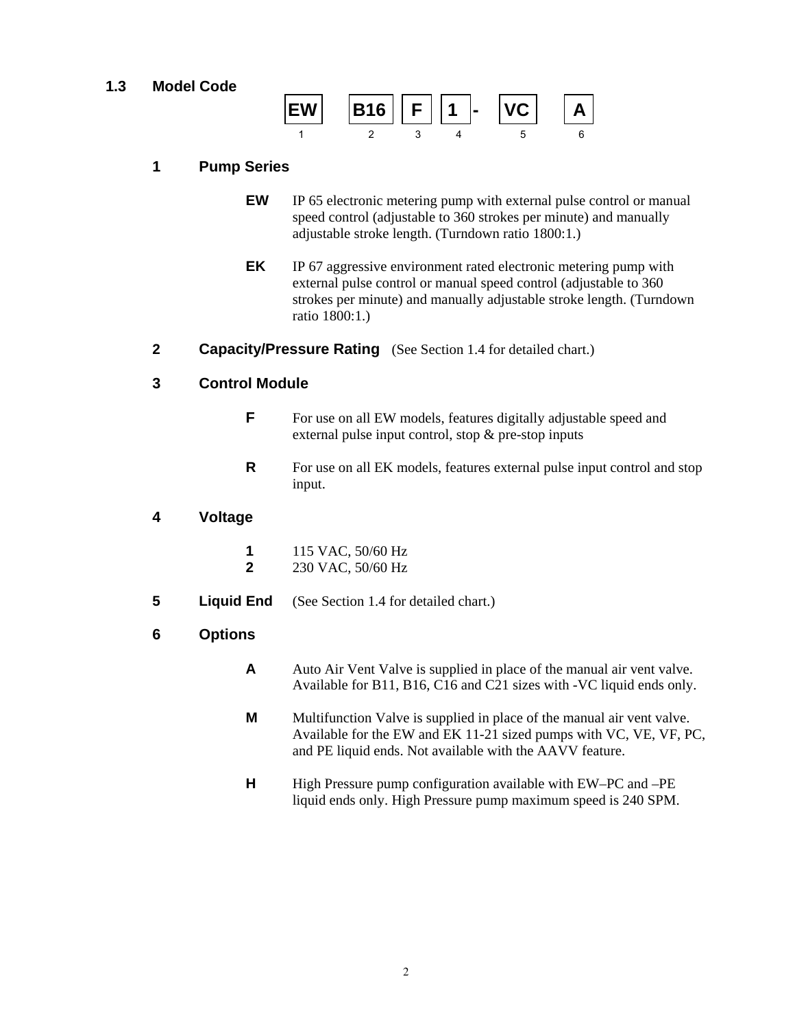## 1.3 Model Code

| EW | B16 | F | 1 | - | VC | A |
|---|---|---|---|---|---|---|
| 1 | 2 | 3 | 4 | | 5 | 6 |

### 1 Pump Series

**EW** IP 65 electronic metering pump with external pulse control or manual speed control (adjustable to 360 strokes per minute) and manually adjustable stroke length. (Turndown ratio 1800:1.)

**EK** IP 67 aggressive environment rated electronic metering pump with external pulse control or manual speed control (adjustable to 360 strokes per minute) and manually adjustable stroke length. (Turndown ratio 1800:1.)

### 2 Capacity/Pressure Rating (See Section 1.4 for detailed chart.)

### 3 Control Module

**F** For use on all EW models, features digitally adjustable speed and external pulse input control, stop & pre-stop inputs

**R** For use on all EK models, features external pulse input control and stop input.

### 4 Voltage

**1** 115 VAC, 50/60 Hz
**2** 230 VAC, 50/60 Hz

### 5 Liquid End (See Section 1.4 for detailed chart.)

### 6 Options

**A** Auto Air Vent Valve is supplied in place of the manual air vent valve. Available for B11, B16, C16 and C21 sizes with -VC liquid ends only.

**M** Multifunction Valve is supplied in place of the manual air vent valve. Available for the EW and EK 11-21 sized pumps with VC, VE, VF, PC, and PE liquid ends. Not available with the AAVV feature.

**H** High Pressure pump configuration available with EW–PC and –PE liquid ends only. High Pressure pump maximum speed is 240 SPM.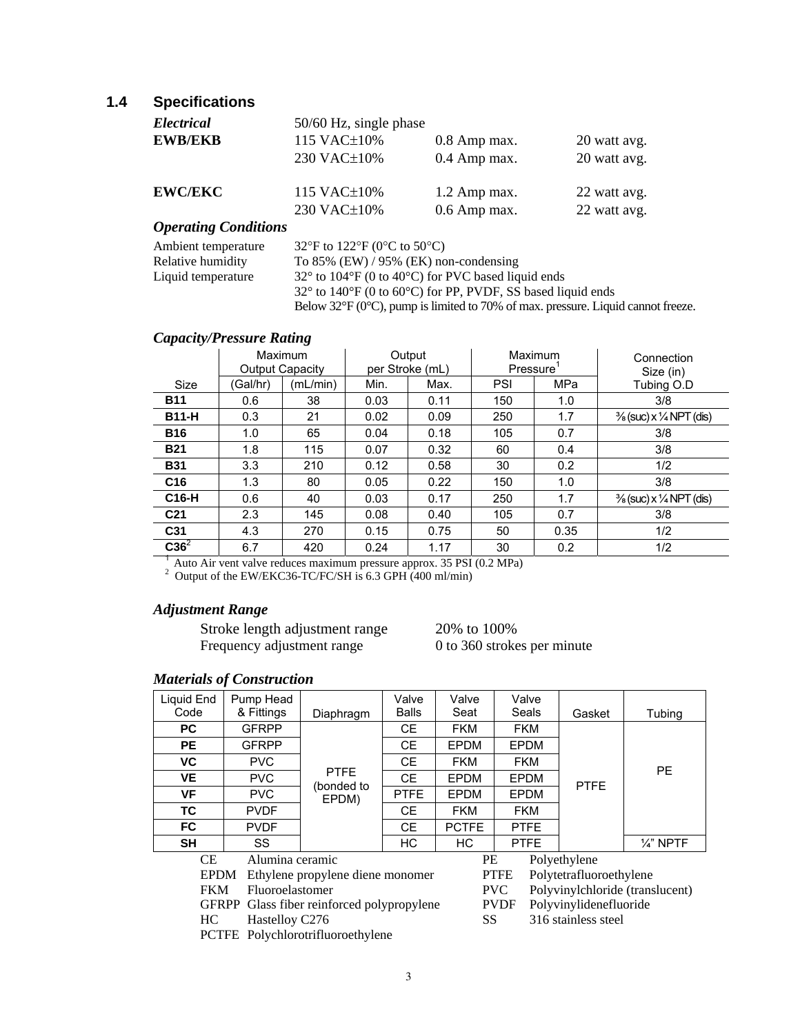## 1.4 Specifications

***Electrical*** 50/60 Hz, single phase

| | | | |
|---|---|---|---|
| **EWB/EKB** | 115 VAC±10% | 0.8 Amp max. | 20 watt avg. |
| | 230 VAC±10% | 0.4 Amp max. | 20 watt avg. |
| **EWC/EKC** | 115 VAC±10% | 1.2 Amp max. | 22 watt avg. |
| | 230 VAC±10% | 0.6 Amp max. | 22 watt avg. |

### *Operating Conditions*

| | |
|---|---|
| Ambient temperature | 32°F to 122°F (0°C to 50°C) |
| Relative humidity | To 85% (EW) / 95% (EK) non-condensing |
| Liquid temperature | 32° to 104°F (0 to 40°C) for PVC based liquid ends |
| | 32° to 140°F (0 to 60°C) for PP, PVDF, SS based liquid ends |
| | Below 32°F (0°C), pump is limited to 70% of max. pressure. Liquid cannot freeze. |

### *Capacity/Pressure Rating*

| | Maximum Output Capacity | | Output per Stroke (mL) | | Maximum Pressure[1] | | Connection Size (in) |
|---|---|---|---|---|---|---|---|
| Size | (Gal/hr) | (mL/min) | Min. | Max. | PSI | MPa | Tubing O.D |
| **B11** | 0.6 | 38 | 0.03 | 0.11 | 150 | 1.0 | 3/8 |
| **B11-H** | 0.3 | 21 | 0.02 | 0.09 | 250 | 1.7 | ⅜ (suc) x ¼ NPT (dis) |
| **B16** | 1.0 | 65 | 0.04 | 0.18 | 105 | 0.7 | 3/8 |
| **B21** | 1.8 | 115 | 0.07 | 0.32 | 60 | 0.4 | 3/8 |
| **B31** | 3.3 | 210 | 0.12 | 0.58 | 30 | 0.2 | 1/2 |
| **C16** | 1.3 | 80 | 0.05 | 0.22 | 150 | 1.0 | 3/8 |
| **C16-H** | 0.6 | 40 | 0.03 | 0.17 | 250 | 1.7 | ⅜ (suc) x ¼ NPT (dis) |
| **C21** | 2.3 | 145 | 0.08 | 0.40 | 105 | 0.7 | 3/8 |
| **C31** | 4.3 | 270 | 0.15 | 0.75 | 50 | 0.35 | 1/2 |
| **C36**[2] | 6.7 | 420 | 0.24 | 1.17 | 30 | 0.2 | 1/2 |

[1] Auto Air vent valve reduces maximum pressure approx. 35 PSI (0.2 MPa)
[2] Output of the EW/EKC36-TC/FC/SH is 6.3 GPH (400 ml/min)

### *Adjustment Range*

| | |
|---|---|
| Stroke length adjustment range | 20% to 100% |
| Frequency adjustment range | 0 to 360 strokes per minute |

### *Materials of Construction*

| Liquid End Code | Pump Head & Fittings | Diaphragm | Valve Balls | Valve Seat | Valve Seals | Gasket | Tubing |
|---|---|---|---|---|---|---|---|
| **PC** | GFRPP | PTFE (bonded to EPDM) | CE | FKM | FKM | PTFE | PE |
| **PE** | GFRPP | | CE | EPDM | EPDM | | |
| **VC** | PVC | | CE | FKM | FKM | | |
| **VE** | PVC | | CE | EPDM | EPDM | | |
| **VF** | PVC | | PTFE | EPDM | EPDM | | |
| **TC** | PVDF | | CE | FKM | FKM | | |
| **FC** | PVDF | | CE | PCTFE | PTFE | | |
| **SH** | SS | | HC | HC | PTFE | | ¼" NPTF |

| | | | |
|---|---|---|---|
| CE | Alumina ceramic | PE | Polyethylene |
| EPDM | Ethylene propylene diene monomer | PTFE | Polytetrafluoroethylene |
| FKM | Fluoroelastomer | PVC | Polyvinylchloride (translucent) |
| GFRPP | Glass fiber reinforced polypropylene | PVDF | Polyvinylidenefluoride |
| HC | Hastelloy C276 | SS | 316 stainless steel |
| PCTFE | Polychlorotrifluoroethylene | | |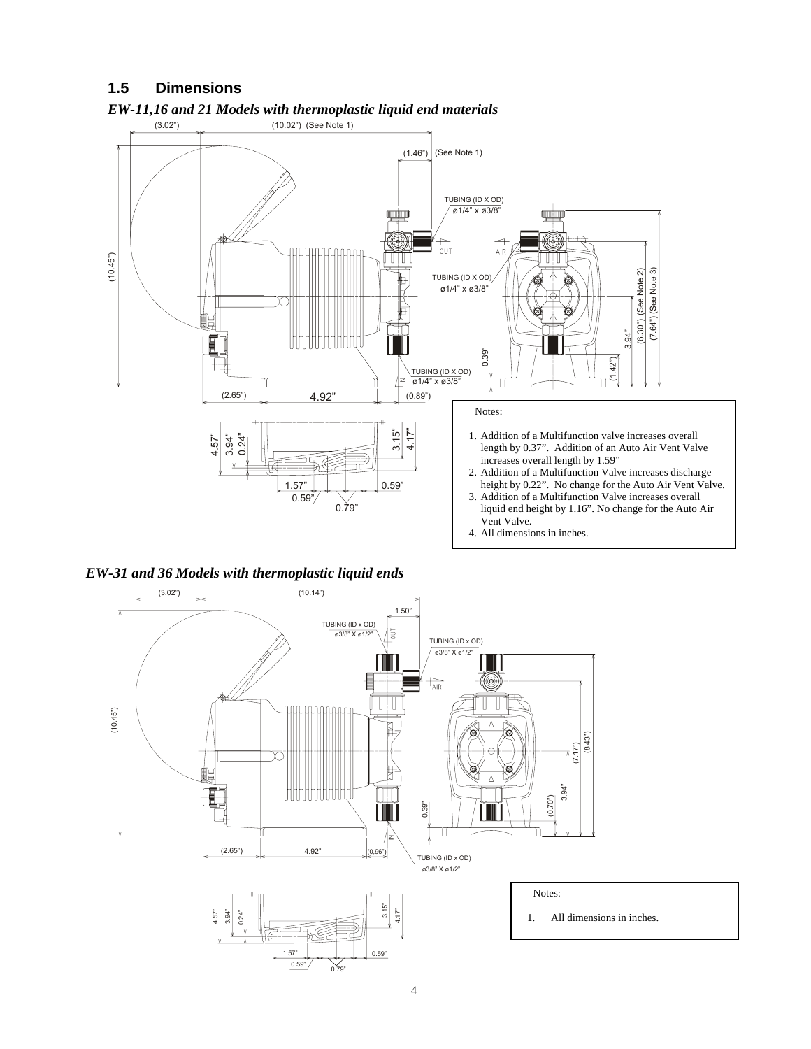## 1.5 Dimensions

### *EW-11,16 and 21 Models with thermoplastic liquid end materials*

(3.02") (10.02") (See Note 1)

(1.46") (See Note 1)

TUBING (ID X OD) ø1/4" x ø3/8"

OUT

AIR

TUBING (ID X OD) ø1/4" x ø3/8"

(10.45")

TUBING (ID X OD) ø1/4" x ø3/8"

IN

0.39"

(1.42")

3.94"

(6.30") (See Note 2)

(7.64") (See Note 3)

(2.65") 4.92" (0.89")

4.57" 3.94" 0.24" 3.15" 4.17"

1.57" 0.59" 0.79" 0.59"

Notes:

1. Addition of a Multifunction valve increases overall length by 0.37". Addition of an Auto Air Vent Valve increases overall length by 1.59"
2. Addition of a Multifunction Valve increases discharge height by 0.22". No change for the Auto Air Vent Valve.
3. Addition of a Multifunction Valve increases overall liquid end height by 1.16". No change for the Auto Air Vent Valve.
4. All dimensions in inches.

### *EW-31 and 36 Models with thermoplastic liquid ends*

(3.02") (10.14")

1.50"

TUBING (ID x OD) ø3/8" X ø1/2"

OUT

TUBING (ID x OD) ø3/8" X ø1/2"

AIR

(10.45")

(7.17") (8.43")

3.94"

(0.70")

0.39"

IN

(2.65") 4.92" (0.96")

TUBING (ID x OD) ø3/8" X ø1/2"

4.57" 3.94" 0.24" 3.15" 4.17"

1.57" 0.59" 0.79" 0.59"

Notes:

1. All dimensions in inches.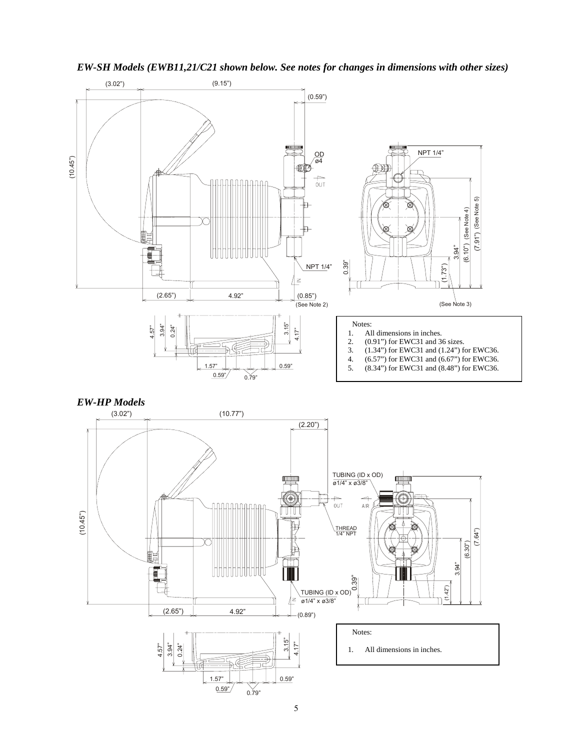### *EW-SH Models (EWB11,21/C21 shown below. See notes for changes in dimensions with other sizes)*

(3.02") (9.15") (0.59")

(10.45")

OD ø4

OUT

NPT 1/4"

NPT 1/4"

0.39" (1.73") 3.94" (6.10") (See Note 4) (7.91") (See Note 5)

(2.65") 4.92" (0.85") (See Note 2) (See Note 3)

4.57" 3.94" 0.24" 3.15" 4.17"

1.57" 0.59" 0.79" 0.59"

Notes:

1. All dimensions in inches.
2. (0.91") for EWC31 and 36 sizes.
3. (1.34") for EWC31 and (1.24") for EWC36.
4. (6.57") for EWC31 and (6.67") for EWC36.
5. (8.34") for EWC31 and (8.48") for EWC36.

### *EW-HP Models*

(3.02") (10.77") (2.20")

(10.45")

TUBING (ID x OD) ø1/4" x ø3/8"

OUT AIR

THREAD 1/4" NPT

TUBING (ID x OD) ø1/4" x ø3/8"

0.39" (1.42") 3.94" (6.30") (7.64")

(2.65") 4.92" (0.89")

4.57" 3.94" 0.24" 3.15" 4.17"

1.57" 0.59" 0.79" 0.59"

Notes:

1. All dimensions in inches.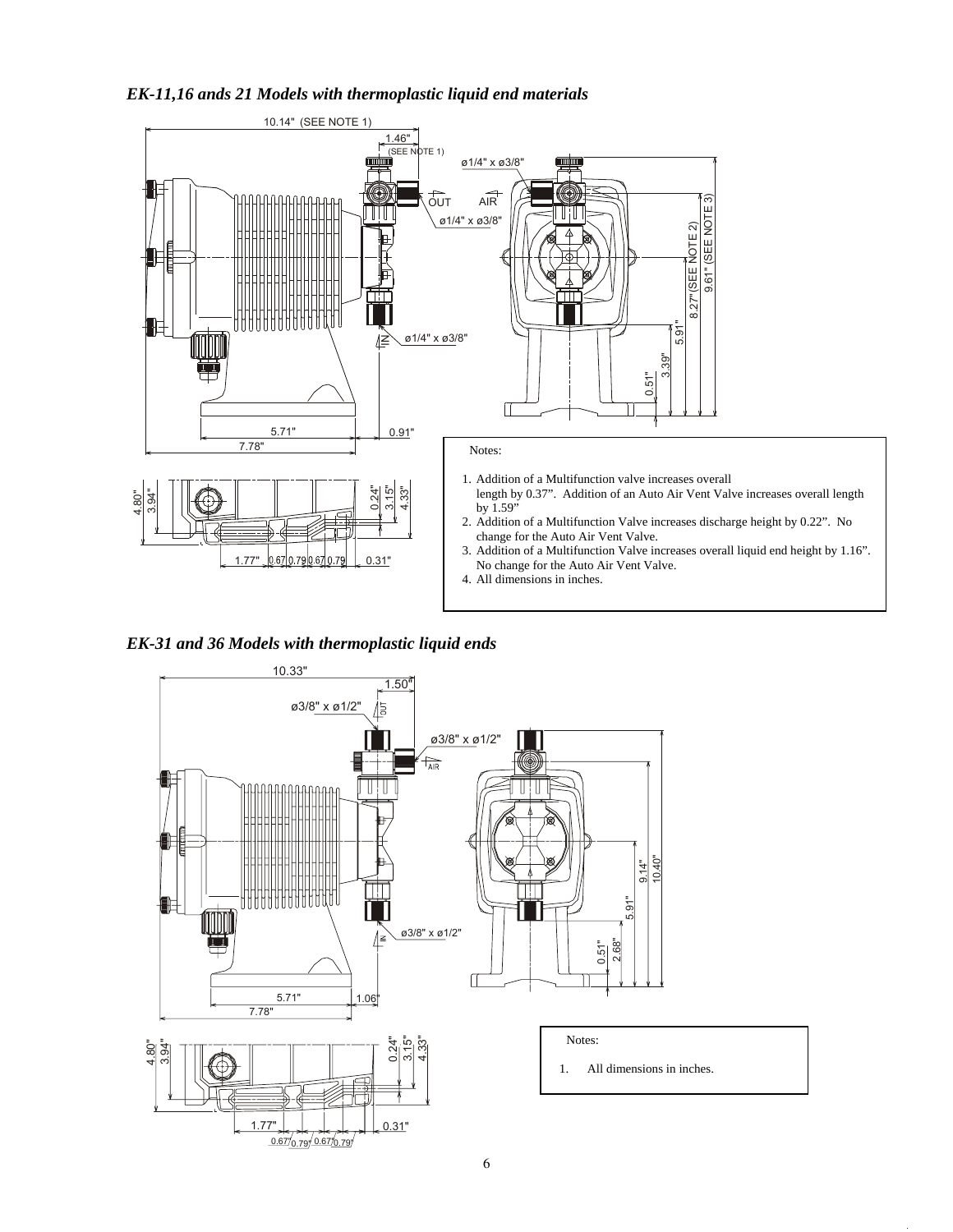### *EK-11,16 ands 21 Models with thermoplastic liquid end materials*

Notes:

1. Addition of a Multifunction valve increases overall length by 0.37". Addition of an Auto Air Vent Valve increases overall length by 1.59"
2. Addition of a Multifunction Valve increases discharge height by 0.22". No change for the Auto Air Vent Valve.
3. Addition of a Multifunction Valve increases overall liquid end height by 1.16". No change for the Auto Air Vent Valve.
4. All dimensions in inches.

### *EK-31 and 36 Models with thermoplastic liquid ends*

Notes:

1. All dimensions in inches.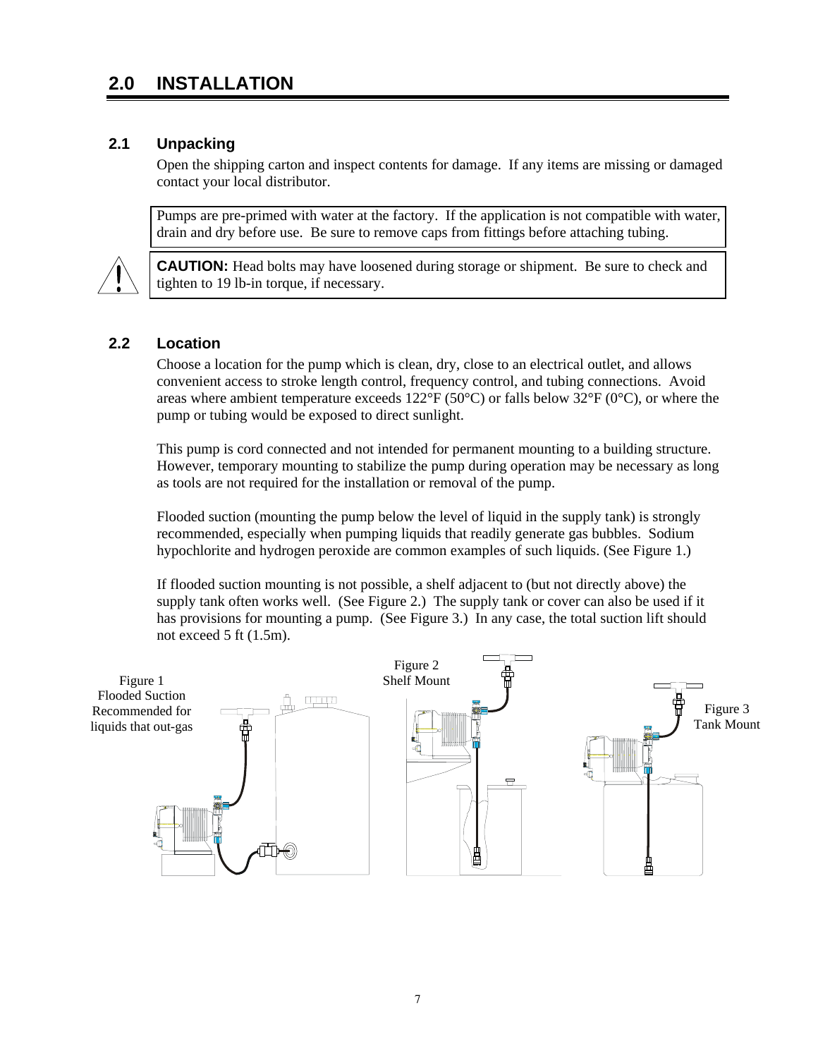## 2.0 INSTALLATION

### 2.1 Unpacking

Open the shipping carton and inspect contents for damage. If any items are missing or damaged contact your local distributor.

Pumps are pre-primed with water at the factory. If the application is not compatible with water, drain and dry before use. Be sure to remove caps from fittings before attaching tubing.

**CAUTION:** Head bolts may have loosened during storage or shipment. Be sure to check and tighten to 19 lb-in torque, if necessary.

### 2.2 Location

Choose a location for the pump which is clean, dry, close to an electrical outlet, and allows convenient access to stroke length control, frequency control, and tubing connections. Avoid areas where ambient temperature exceeds 122°F (50°C) or falls below 32°F (0°C), or where the pump or tubing would be exposed to direct sunlight.

This pump is cord connected and not intended for permanent mounting to a building structure. However, temporary mounting to stabilize the pump during operation may be necessary as long as tools are not required for the installation or removal of the pump.

Flooded suction (mounting the pump below the level of liquid in the supply tank) is strongly recommended, especially when pumping liquids that readily generate gas bubbles. Sodium hypochlorite and hydrogen peroxide are common examples of such liquids. (See Figure 1.)

If flooded suction mounting is not possible, a shelf adjacent to (but not directly above) the supply tank often works well. (See Figure 2.) The supply tank or cover can also be used if it has provisions for mounting a pump. (See Figure 3.) In any case, the total suction lift should not exceed 5 ft (1.5m).

Figure 1 Flooded Suction Recommended for liquids that out-gas

Figure 2 Shelf Mount

Figure 3 Tank Mount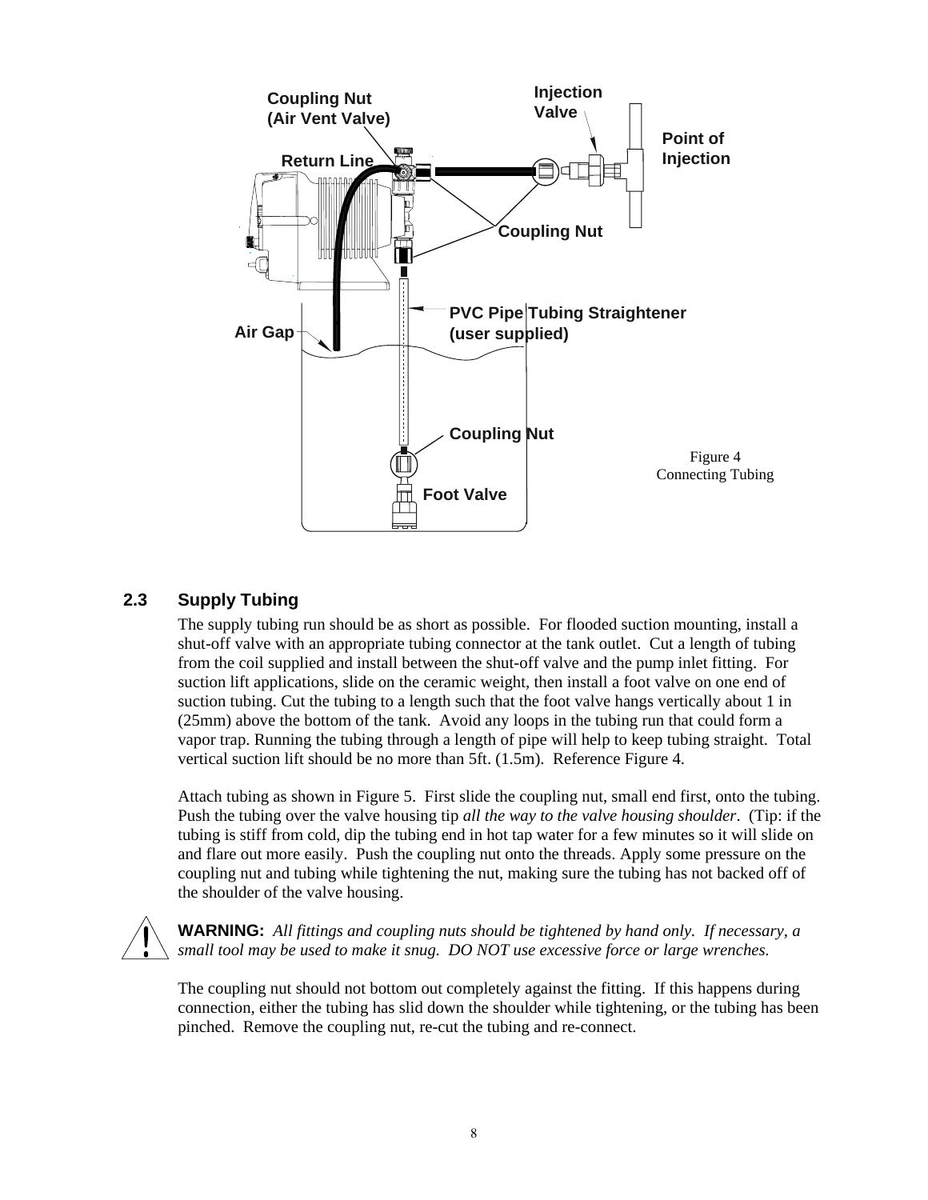Figure 4
Connecting Tubing

## 2.3 Supply Tubing

The supply tubing run should be as short as possible. For flooded suction mounting, install a shut-off valve with an appropriate tubing connector at the tank outlet. Cut a length of tubing from the coil supplied and install between the shut-off valve and the pump inlet fitting. For suction lift applications, slide on the ceramic weight, then install a foot valve on one end of suction tubing. Cut the tubing to a length such that the foot valve hangs vertically about 1 in (25mm) above the bottom of the tank. Avoid any loops in the tubing run that could form a vapor trap. Running the tubing through a length of pipe will help to keep tubing straight. Total vertical suction lift should be no more than 5ft. (1.5m). Reference Figure 4.

Attach tubing as shown in Figure 5. First slide the coupling nut, small end first, onto the tubing. Push the tubing over the valve housing tip *all the way to the valve housing shoulder*. (Tip: if the tubing is stiff from cold, dip the tubing end in hot tap water for a few minutes so it will slide on and flare out more easily. Push the coupling nut onto the threads. Apply some pressure on the coupling nut and tubing while tightening the nut, making sure the tubing has not backed off of the shoulder of the valve housing.

**WARNING:** *All fittings and coupling nuts should be tightened by hand only. If necessary, a small tool may be used to make it snug. DO NOT use excessive force or large wrenches.*

The coupling nut should not bottom out completely against the fitting. If this happens during connection, either the tubing has slid down the shoulder while tightening, or the tubing has been pinched. Remove the coupling nut, re-cut the tubing and re-connect.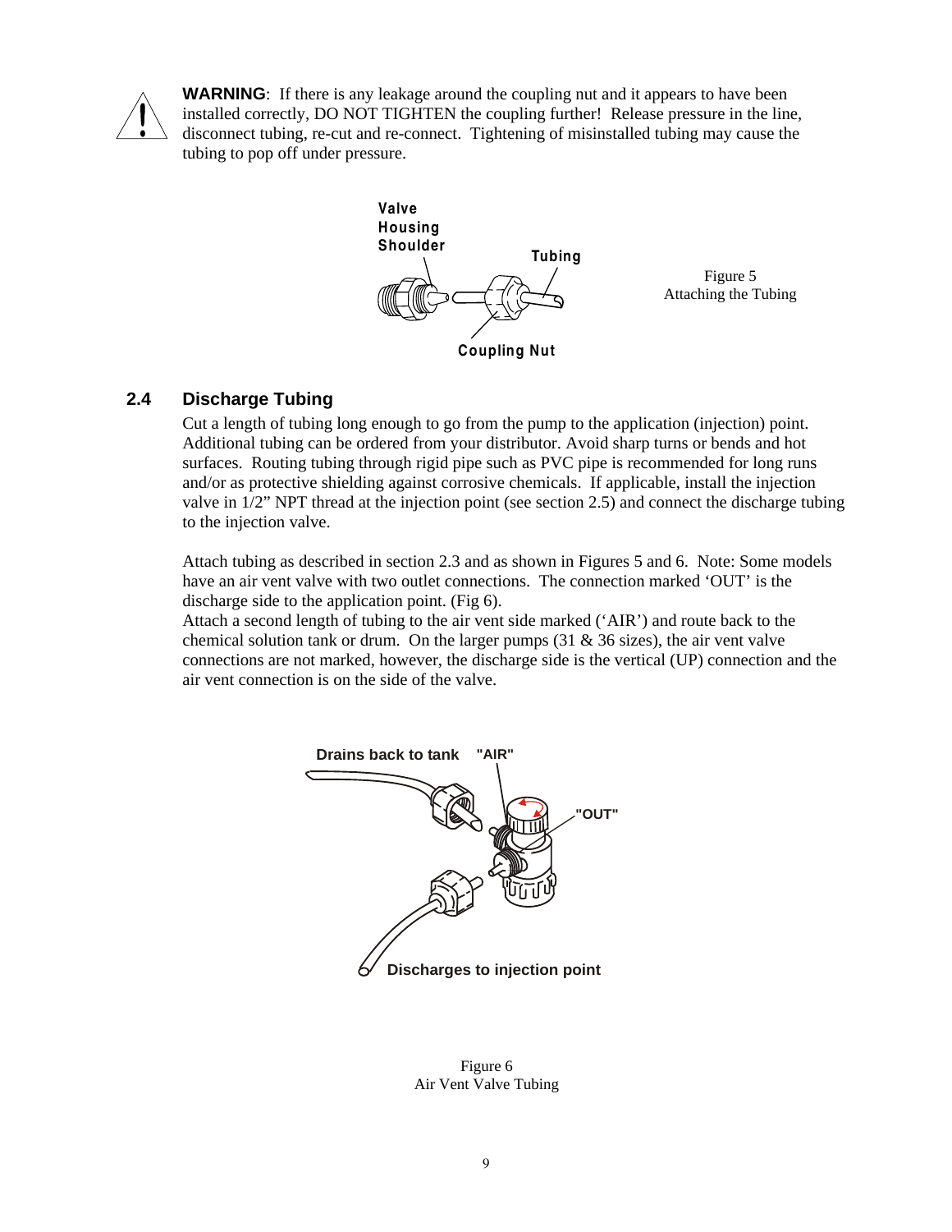**WARNING**: If there is any leakage around the coupling nut and it appears to have been installed correctly, DO NOT TIGHTEN the coupling further! Release pressure in the line, disconnect tubing, re-cut and re-connect. Tightening of misinstalled tubing may cause the tubing to pop off under pressure.

Figure 5
Attaching the Tubing

## 2.4 Discharge Tubing

Cut a length of tubing long enough to go from the pump to the application (injection) point. Additional tubing can be ordered from your distributor. Avoid sharp turns or bends and hot surfaces. Routing tubing through rigid pipe such as PVC pipe is recommended for long runs and/or as protective shielding against corrosive chemicals. If applicable, install the injection valve in 1/2" NPT thread at the injection point (see section 2.5) and connect the discharge tubing to the injection valve.

Attach tubing as described in section 2.3 and as shown in Figures 5 and 6. Note: Some models have an air vent valve with two outlet connections. The connection marked 'OUT' is the discharge side to the application point. (Fig 6).
Attach a second length of tubing to the air vent side marked ('AIR') and route back to the chemical solution tank or drum. On the larger pumps (31 & 36 sizes), the air vent valve connections are not marked, however, the discharge side is the vertical (UP) connection and the air vent connection is on the side of the valve.

Figure 6
Air Vent Valve Tubing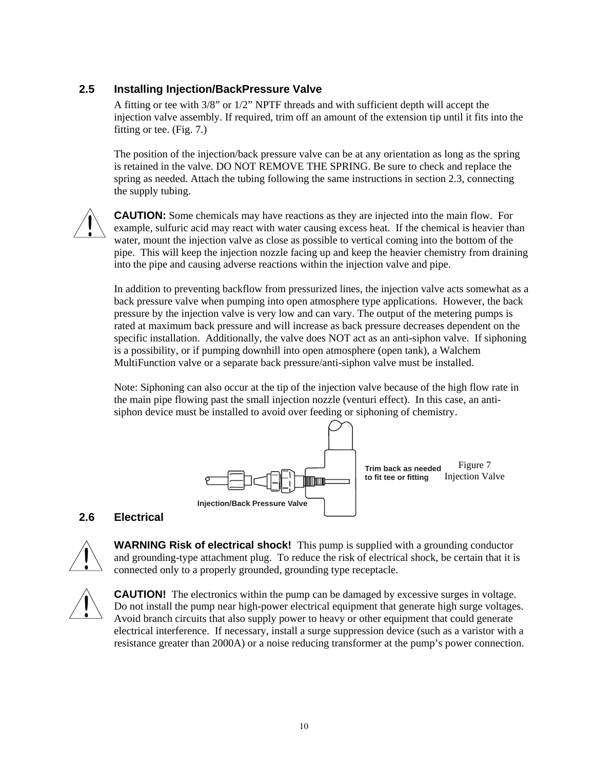## 2.5 Installing Injection/BackPressure Valve

A fitting or tee with 3/8" or 1/2" NPTF threads and with sufficient depth will accept the injection valve assembly. If required, trim off an amount of the extension tip until it fits into the fitting or tee. (Fig. 7.)

The position of the injection/back pressure valve can be at any orientation as long as the spring is retained in the valve. DO NOT REMOVE THE SPRING. Be sure to check and replace the spring as needed. Attach the tubing following the same instructions in section 2.3, connecting the supply tubing.

**CAUTION:** Some chemicals may have reactions as they are injected into the main flow. For example, sulfuric acid may react with water causing excess heat. If the chemical is heavier than water, mount the injection valve as close as possible to vertical coming into the bottom of the pipe. This will keep the injection nozzle facing up and keep the heavier chemistry from draining into the pipe and causing adverse reactions within the injection valve and pipe.

In addition to preventing backflow from pressurized lines, the injection valve acts somewhat as a back pressure valve when pumping into open atmosphere type applications. However, the back pressure by the injection valve is very low and can vary. The output of the metering pumps is rated at maximum back pressure and will increase as back pressure decreases dependent on the specific installation. Additionally, the valve does NOT act as an anti-siphon valve. If siphoning is a possibility, or if pumping downhill into open atmosphere (open tank), a Walchem MultiFunction valve or a separate back pressure/anti-siphon valve must be installed.

Note: Siphoning can also occur at the tip of the injection valve because of the high flow rate in the main pipe flowing past the small injection nozzle (venturi effect). In this case, an anti-siphon device must be installed to avoid over feeding or siphoning of chemistry.

**Trim back as needed to fit tee or fitting**

**Injection/Back Pressure Valve**

Figure 7
Injection Valve

## 2.6 Electrical

**WARNING Risk of electrical shock!** This pump is supplied with a grounding conductor and grounding-type attachment plug. To reduce the risk of electrical shock, be certain that it is connected only to a properly grounded, grounding type receptacle.

**CAUTION!** The electronics within the pump can be damaged by excessive surges in voltage. Do not install the pump near high-power electrical equipment that generate high surge voltages. Avoid branch circuits that also supply power to heavy or other equipment that could generate electrical interference. If necessary, install a surge suppression device (such as a varistor with a resistance greater than 2000A) or a noise reducing transformer at the pump's power connection.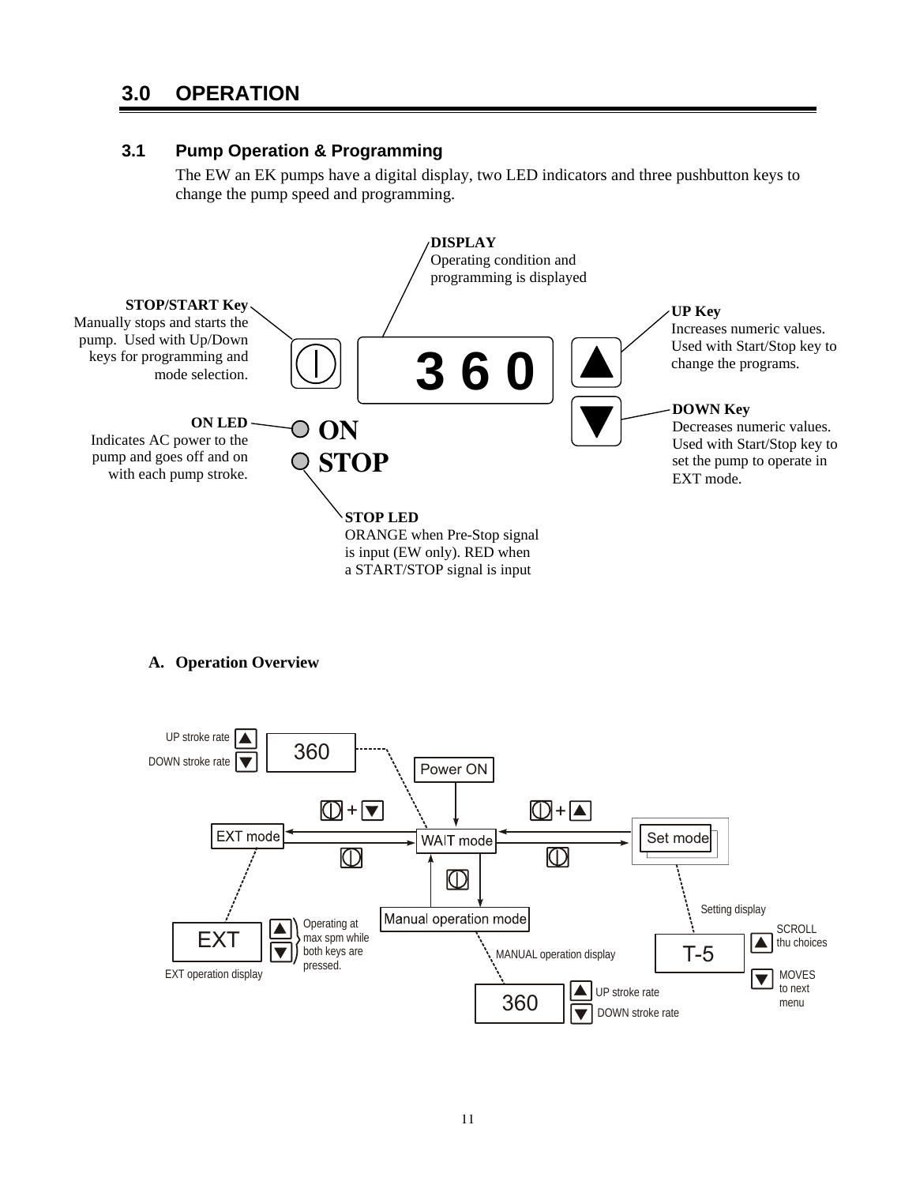## 3.0 OPERATION

### 3.1 Pump Operation & Programming

The EW an EK pumps have a digital display, two LED indicators and three pushbutton keys to change the pump speed and programming.

**DISPLAY**
Operating condition and programming is displayed

**STOP/START Key**
Manually stops and starts the pump. Used with Up/Down keys for programming and mode selection.

**UP Key**
Increases numeric values. Used with Start/Stop key to change the programs.

**DOWN Key**
Decreases numeric values. Used with Start/Stop key to set the pump to operate in EXT mode.

**ON LED**
Indicates AC power to the pump and goes off and on with each pump stroke.

**STOP LED**
ORANGE when Pre-Stop signal is input (EW only). RED when a START/STOP signal is input

3 6 0

ON

STOP

#### A. Operation Overview

UP stroke rate
DOWN stroke rate
360
Power ON
EXT mode
WAIT mode
Set mode
Manual operation mode
EXT
Operating at max spm while both keys are pressed.
EXT operation display
MANUAL operation display
360
UP stroke rate
DOWN stroke rate
Setting display
T-5
SCROLL thu choices
MOVES to next menu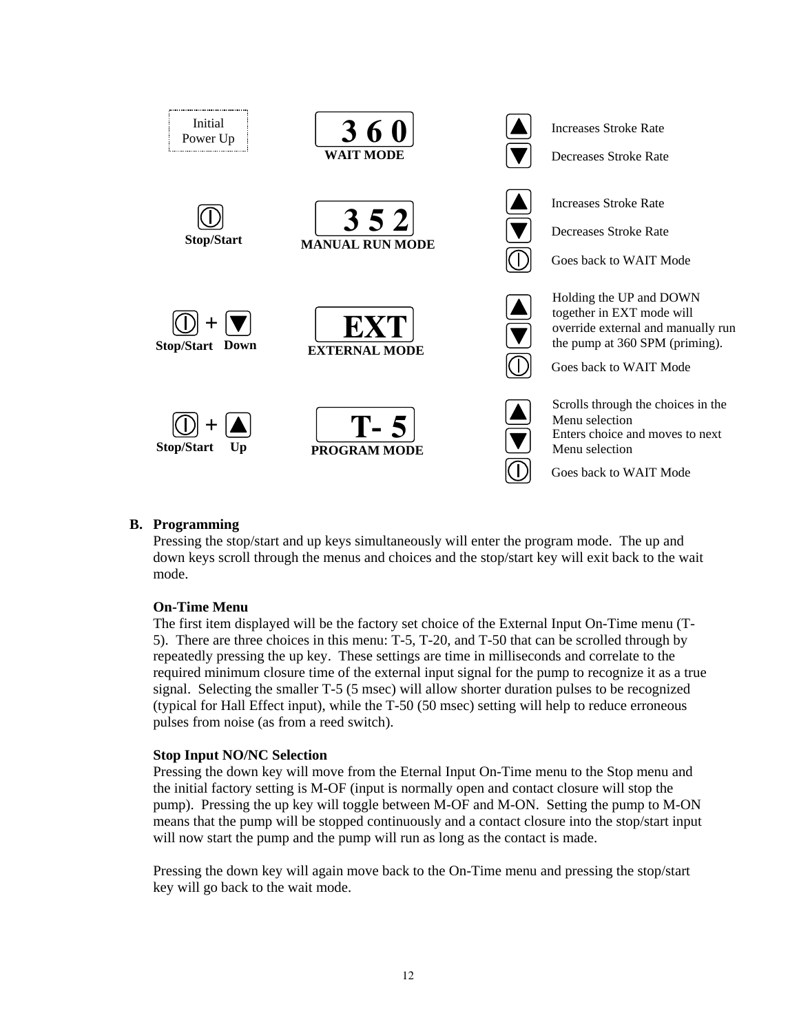| Action | Display | Mode | Key | Function |
| --- | --- | --- | --- | --- |
| Initial Power Up | 3 6 0 | WAIT MODE | ▲ | Increases Stroke Rate |
| | | | ▼ | Decreases Stroke Rate |
| Stop/Start | 3 5 2 | MANUAL RUN MODE | ▲ | Increases Stroke Rate |
| | | | ▼ | Decreases Stroke Rate |
| | | | Stop/Start | Goes back to WAIT Mode |
| Stop/Start + Down | EXT | EXTERNAL MODE | ▲ ▼ | Holding the UP and DOWN together in EXT mode will override external and manually run the pump at 360 SPM (priming). |
| | | | Stop/Start | Goes back to WAIT Mode |
| Stop/Start + Up | T- 5 | PROGRAM MODE | ▲ | Scrolls through the choices in the Menu selection |
| | | | ▼ | Enters choice and moves to next Menu selection |
| | | | Stop/Start | Goes back to WAIT Mode |

**B. Programming**

Pressing the stop/start and up keys simultaneously will enter the program mode. The up and down keys scroll through the menus and choices and the stop/start key will exit back to the wait mode.

**On-Time Menu**

The first item displayed will be the factory set choice of the External Input On-Time menu (T-5). There are three choices in this menu: T-5, T-20, and T-50 that can be scrolled through by repeatedly pressing the up key. These settings are time in milliseconds and correlate to the required minimum closure time of the external input signal for the pump to recognize it as a true signal. Selecting the smaller T-5 (5 msec) will allow shorter duration pulses to be recognized (typical for Hall Effect input), while the T-50 (50 msec) setting will help to reduce erroneous pulses from noise (as from a reed switch).

**Stop Input NO/NC Selection**

Pressing the down key will move from the Eternal Input On-Time menu to the Stop menu and the initial factory setting is M-OF (input is normally open and contact closure will stop the pump). Pressing the up key will toggle between M-OF and M-ON. Setting the pump to M-ON means that the pump will be stopped continuously and a contact closure into the stop/start input will now start the pump and the pump will run as long as the contact is made.

Pressing the down key will again move back to the On-Time menu and pressing the stop/start key will go back to the wait mode.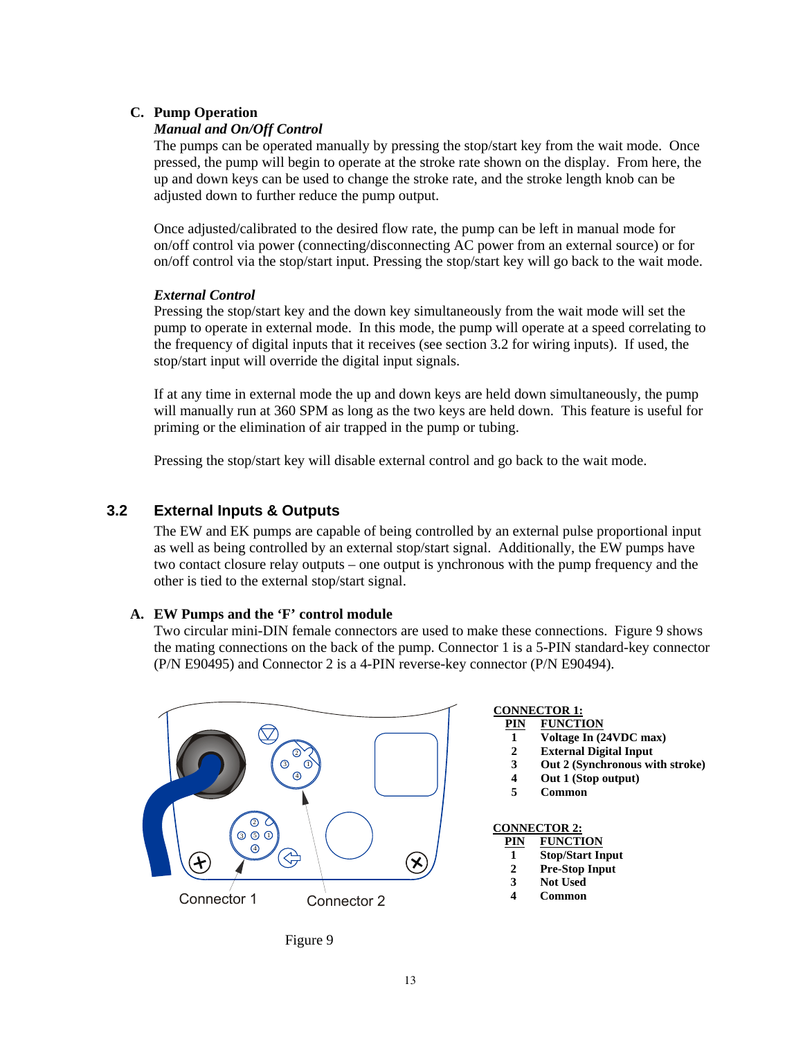### C. Pump Operation

***Manual and On/Off Control***

The pumps can be operated manually by pressing the stop/start key from the wait mode. Once pressed, the pump will begin to operate at the stroke rate shown on the display. From here, the up and down keys can be used to change the stroke rate, and the stroke length knob can be adjusted down to further reduce the pump output.

Once adjusted/calibrated to the desired flow rate, the pump can be left in manual mode for on/off control via power (connecting/disconnecting AC power from an external source) or for on/off control via the stop/start input. Pressing the stop/start key will go back to the wait mode.

***External Control***

Pressing the stop/start key and the down key simultaneously from the wait mode will set the pump to operate in external mode. In this mode, the pump will operate at a speed correlating to the frequency of digital inputs that it receives (see section 3.2 for wiring inputs). If used, the stop/start input will override the digital input signals.

If at any time in external mode the up and down keys are held down simultaneously, the pump will manually run at 360 SPM as long as the two keys are held down. This feature is useful for priming or the elimination of air trapped in the pump or tubing.

Pressing the stop/start key will disable external control and go back to the wait mode.

## 3.2 External Inputs & Outputs

The EW and EK pumps are capable of being controlled by an external pulse proportional input as well as being controlled by an external stop/start signal. Additionally, the EW pumps have two contact closure relay outputs – one output is ynchronous with the pump frequency and the other is tied to the external stop/start signal.

### A. EW Pumps and the 'F' control module

Two circular mini-DIN female connectors are used to make these connections. Figure 9 shows the mating connections on the back of the pump. Connector 1 is a 5-PIN standard-key connector (P/N E90495) and Connector 2 is a 4-PIN reverse-key connector (P/N E90494).

Connector 1    Connector 2

Figure 9

**CONNECTOR 1:**

| PIN | FUNCTION |
|---|---|
| **1** | **Voltage In (24VDC max)** |
| **2** | **External Digital Input** |
| **3** | **Out 2 (Synchronous with stroke)** |
| **4** | **Out 1 (Stop output)** |
| **5** | **Common** |

**CONNECTOR 2:**

| PIN | FUNCTION |
|---|---|
| **1** | **Stop/Start Input** |
| **2** | **Pre-Stop Input** |
| **3** | **Not Used** |
| **4** | **Common** |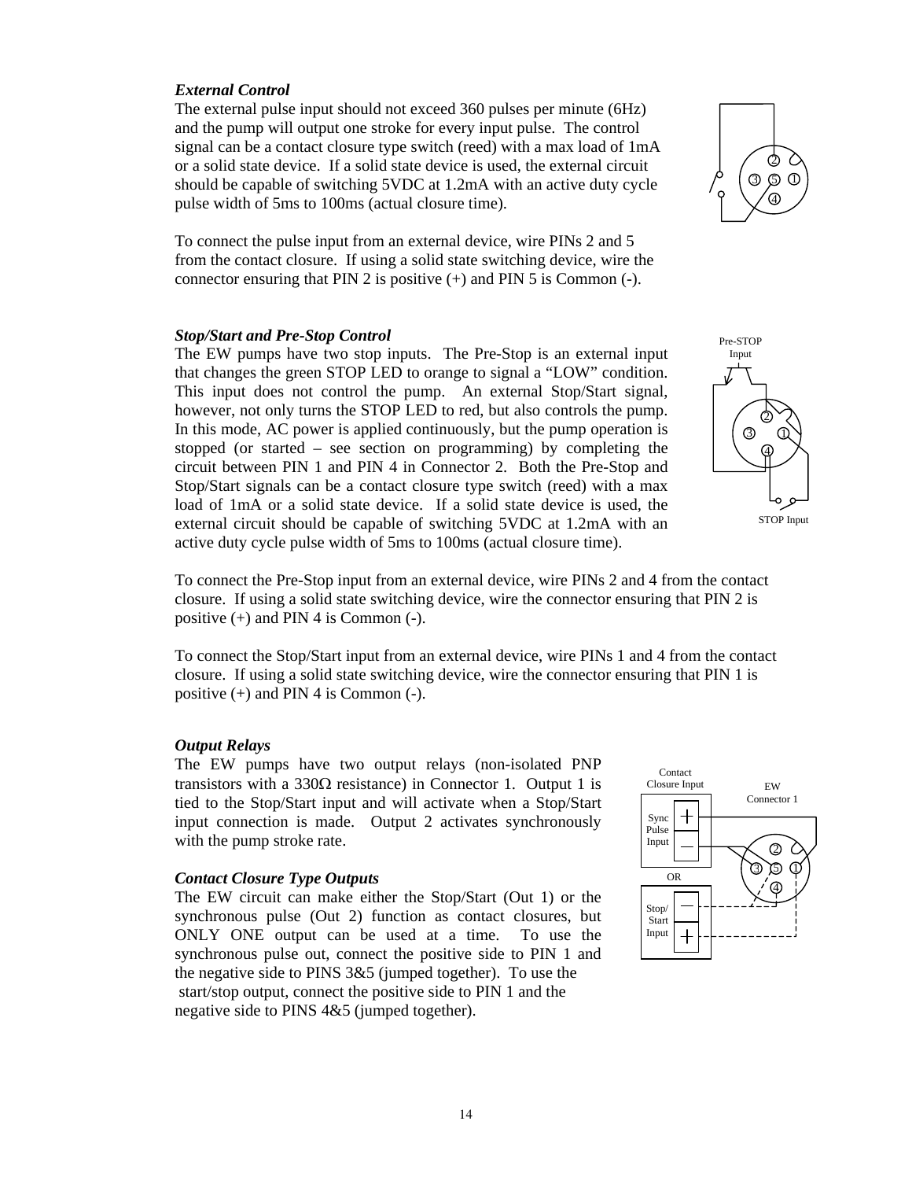***External Control***

The external pulse input should not exceed 360 pulses per minute (6Hz) and the pump will output one stroke for every input pulse. The control signal can be a contact closure type switch (reed) with a max load of 1mA or a solid state device. If a solid state device is used, the external circuit should be capable of switching 5VDC at 1.2mA with an active duty cycle pulse width of 5ms to 100ms (actual closure time).

To connect the pulse input from an external device, wire PINs 2 and 5 from the contact closure. If using a solid state switching device, wire the connector ensuring that PIN 2 is positive (+) and PIN 5 is Common (-).

***Stop/Start and Pre-Stop Control***

The EW pumps have two stop inputs. The Pre-Stop is an external input that changes the green STOP LED to orange to signal a "LOW" condition. This input does not control the pump. An external Stop/Start signal, however, not only turns the STOP LED to red, but also controls the pump. In this mode, AC power is applied continuously, but the pump operation is stopped (or started – see section on programming) by completing the circuit between PIN 1 and PIN 4 in Connector 2. Both the Pre-Stop and Stop/Start signals can be a contact closure type switch (reed) with a max load of 1mA or a solid state device. If a solid state device is used, the external circuit should be capable of switching 5VDC at 1.2mA with an active duty cycle pulse width of 5ms to 100ms (actual closure time).

Pre-STOP Input

STOP Input

To connect the Pre-Stop input from an external device, wire PINs 2 and 4 from the contact closure. If using a solid state switching device, wire the connector ensuring that PIN 2 is positive (+) and PIN 4 is Common (-).

To connect the Stop/Start input from an external device, wire PINs 1 and 4 from the contact closure. If using a solid state switching device, wire the connector ensuring that PIN 1 is positive (+) and PIN 4 is Common (-).

***Output Relays***

The EW pumps have two output relays (non-isolated PNP transistors with a 330Ω resistance) in Connector 1. Output 1 is tied to the Stop/Start input and will activate when a Stop/Start input connection is made. Output 2 activates synchronously with the pump stroke rate.

***Contact Closure Type Outputs***

The EW circuit can make either the Stop/Start (Out 1) or the synchronous pulse (Out 2) function as contact closures, but ONLY ONE output can be used at a time. To use the synchronous pulse out, connect the positive side to PIN 1 and the negative side to PINS 3&5 (jumped together). To use the start/stop output, connect the positive side to PIN 1 and the negative side to PINS 4&5 (jumped together).

Contact Closure Input

EW Connector 1

Sync Pulse Input

OR

Stop/ Start Input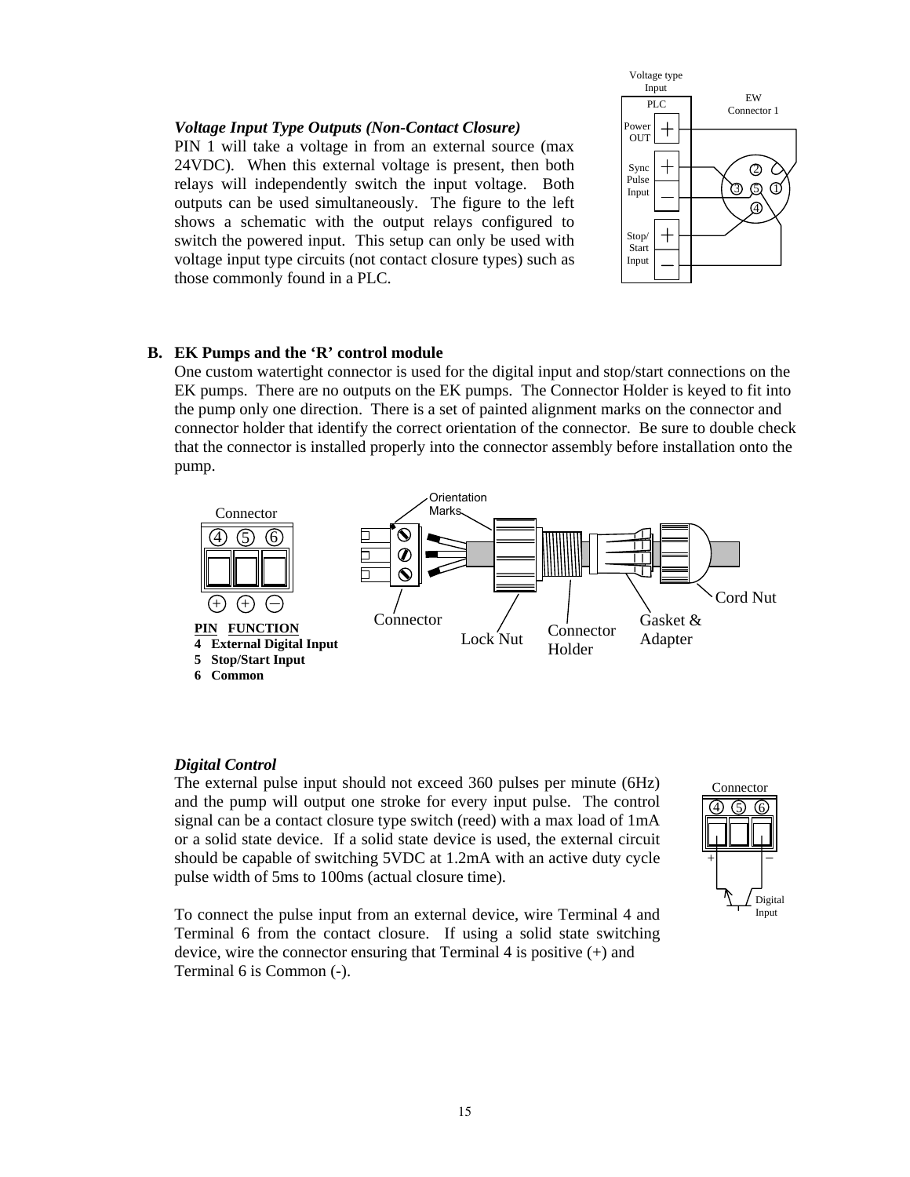***Voltage Input Type Outputs (Non-Contact Closure)***

PIN 1 will take a voltage in from an external source (max 24VDC). When this external voltage is present, then both relays will independently switch the input voltage. Both outputs can be used simultaneously. The figure to the left shows a schematic with the output relays configured to switch the powered input. This setup can only be used with voltage input type circuits (not contact closure types) such as those commonly found in a PLC.

Voltage type Input

PLC

Power OUT +

Sync Pulse Input + –

Stop/Start Input + –

EW Connector 1

**B. EK Pumps and the 'R' control module**

One custom watertight connector is used for the digital input and stop/start connections on the EK pumps. There are no outputs on the EK pumps. The Connector Holder is keyed to fit into the pump only one direction. There is a set of painted alignment marks on the connector and connector holder that identify the correct orientation of the connector. Be sure to double check that the connector is installed properly into the connector assembly before installation onto the pump.

Connector

Orientation Marks

Connector | Lock Nut | Connector Holder | Gasket & Adapter | Cord Nut

| PIN | FUNCTION |
|---|---|
| 4 | External Digital Input |
| 5 | Stop/Start Input |
| 6 | Common |

***Digital Control***

The external pulse input should not exceed 360 pulses per minute (6Hz) and the pump will output one stroke for every input pulse. The control signal can be a contact closure type switch (reed) with a max load of 1mA or a solid state device. If a solid state device is used, the external circuit should be capable of switching 5VDC at 1.2mA with an active duty cycle pulse width of 5ms to 100ms (actual closure time).

To connect the pulse input from an external device, wire Terminal 4 and Terminal 6 from the contact closure. If using a solid state switching device, wire the connector ensuring that Terminal 4 is positive (+) and Terminal 6 is Common (-).

Connector

Digital Input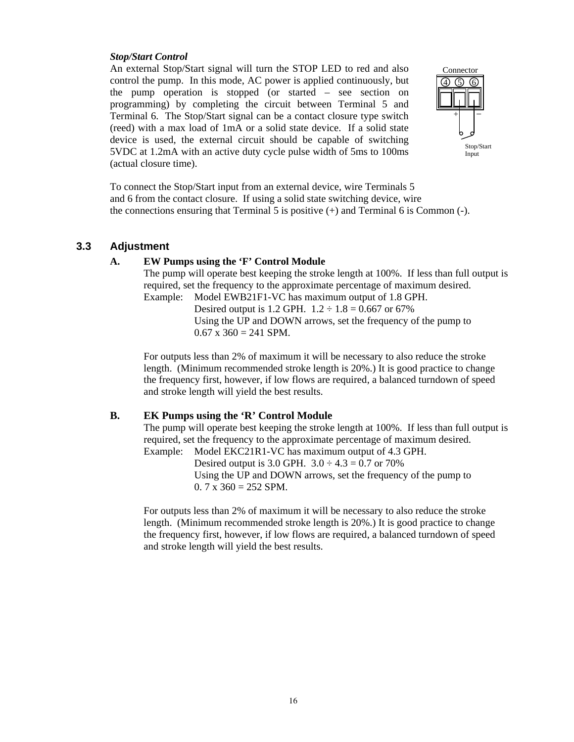***Stop/Start Control***

An external Stop/Start signal will turn the STOP LED to red and also control the pump. In this mode, AC power is applied continuously, but the pump operation is stopped (or started – see section on programming) by completing the circuit between Terminal 5 and Terminal 6. The Stop/Start signal can be a contact closure type switch (reed) with a max load of 1mA or a solid state device. If a solid state device is used, the external circuit should be capable of switching 5VDC at 1.2mA with an active duty cycle pulse width of 5ms to 100ms (actual closure time).

Connector
4 5 6
\+ –
Stop/Start Input

To connect the Stop/Start input from an external device, wire Terminals 5 and 6 from the contact closure. If using a solid state switching device, wire the connections ensuring that Terminal 5 is positive (+) and Terminal 6 is Common (-).

## 3.3 Adjustment

### A. EW Pumps using the 'F' Control Module

The pump will operate best keeping the stroke length at 100%. If less than full output is required, set the frequency to the approximate percentage of maximum desired.

Example: Model EWB21F1-VC has maximum output of 1.8 GPH.
Desired output is 1.2 GPH. 1.2 ÷ 1.8 = 0.667 or 67%
Using the UP and DOWN arrows, set the frequency of the pump to 0.67 x 360 = 241 SPM.

For outputs less than 2% of maximum it will be necessary to also reduce the stroke length. (Minimum recommended stroke length is 20%.) It is good practice to change the frequency first, however, if low flows are required, a balanced turndown of speed and stroke length will yield the best results.

### B. EK Pumps using the 'R' Control Module

The pump will operate best keeping the stroke length at 100%. If less than full output is required, set the frequency to the approximate percentage of maximum desired.

Example: Model EKC21R1-VC has maximum output of 4.3 GPH.
Desired output is 3.0 GPH. 3.0 ÷ 4.3 = 0.7 or 70%
Using the UP and DOWN arrows, set the frequency of the pump to 0. 7 x 360 = 252 SPM.

For outputs less than 2% of maximum it will be necessary to also reduce the stroke length. (Minimum recommended stroke length is 20%.) It is good practice to change the frequency first, however, if low flows are required, a balanced turndown of speed and stroke length will yield the best results.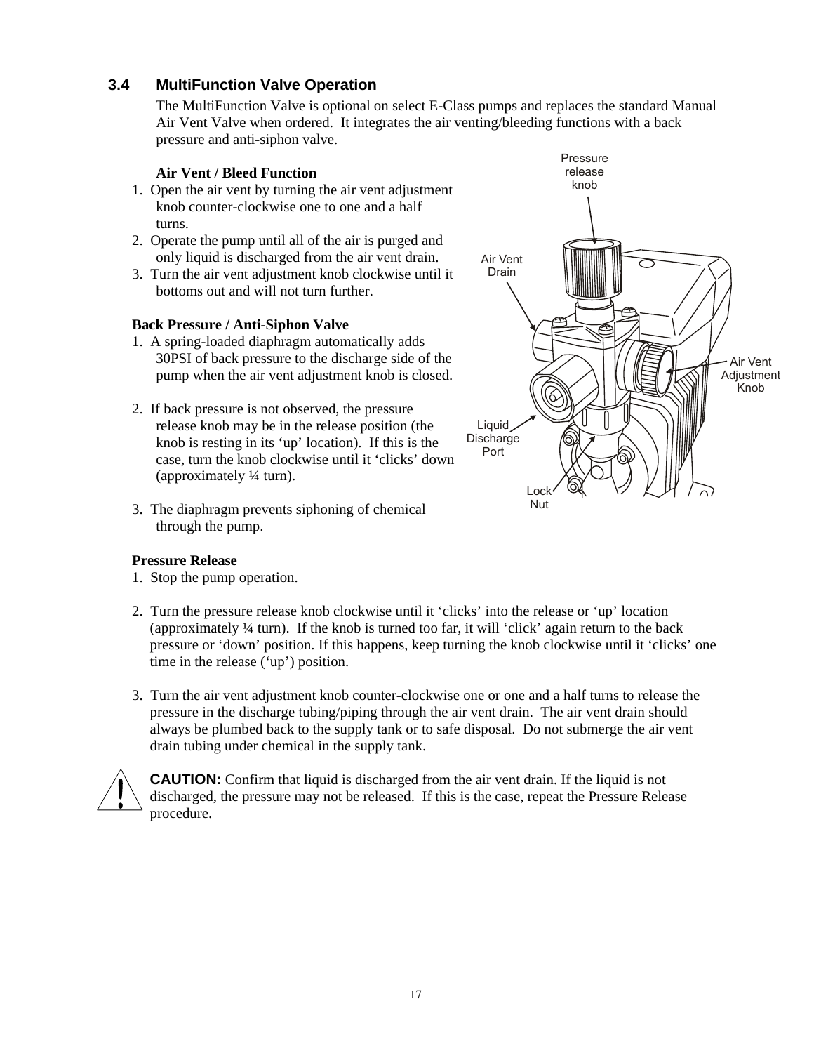### 3.4 MultiFunction Valve Operation

The MultiFunction Valve is optional on select E-Class pumps and replaces the standard Manual Air Vent Valve when ordered. It integrates the air venting/bleeding functions with a back pressure and anti-siphon valve.

**Air Vent / Bleed Function**

1. Open the air vent by turning the air vent adjustment knob counter-clockwise one to one and a half turns.
2. Operate the pump until all of the air is purged and only liquid is discharged from the air vent drain.
3. Turn the air vent adjustment knob clockwise until it bottoms out and will not turn further.

**Back Pressure / Anti-Siphon Valve**

1. A spring-loaded diaphragm automatically adds 30PSI of back pressure to the discharge side of the pump when the air vent adjustment knob is closed.

2. If back pressure is not observed, the pressure release knob may be in the release position (the knob is resting in its 'up' location). If this is the case, turn the knob clockwise until it 'clicks' down (approximately ¼ turn).

3. The diaphragm prevents siphoning of chemical through the pump.

Pressure release knob

Air Vent Drain

Air Vent Adjustment Knob

Liquid Discharge Port

Lock Nut

**Pressure Release**

1. Stop the pump operation.

2. Turn the pressure release knob clockwise until it 'clicks' into the release or 'up' location (approximately ¼ turn). If the knob is turned too far, it will 'click' again return to the back pressure or 'down' position. If this happens, keep turning the knob clockwise until it 'clicks' one time in the release ('up') position.

3. Turn the air vent adjustment knob counter-clockwise one or one and a half turns to release the pressure in the discharge tubing/piping through the air vent drain. The air vent drain should always be plumbed back to the supply tank or to safe disposal. Do not submerge the air vent drain tubing under chemical in the supply tank.

**CAUTION:** Confirm that liquid is discharged from the air vent drain. If the liquid is not discharged, the pressure may not be released. If this is the case, repeat the Pressure Release procedure.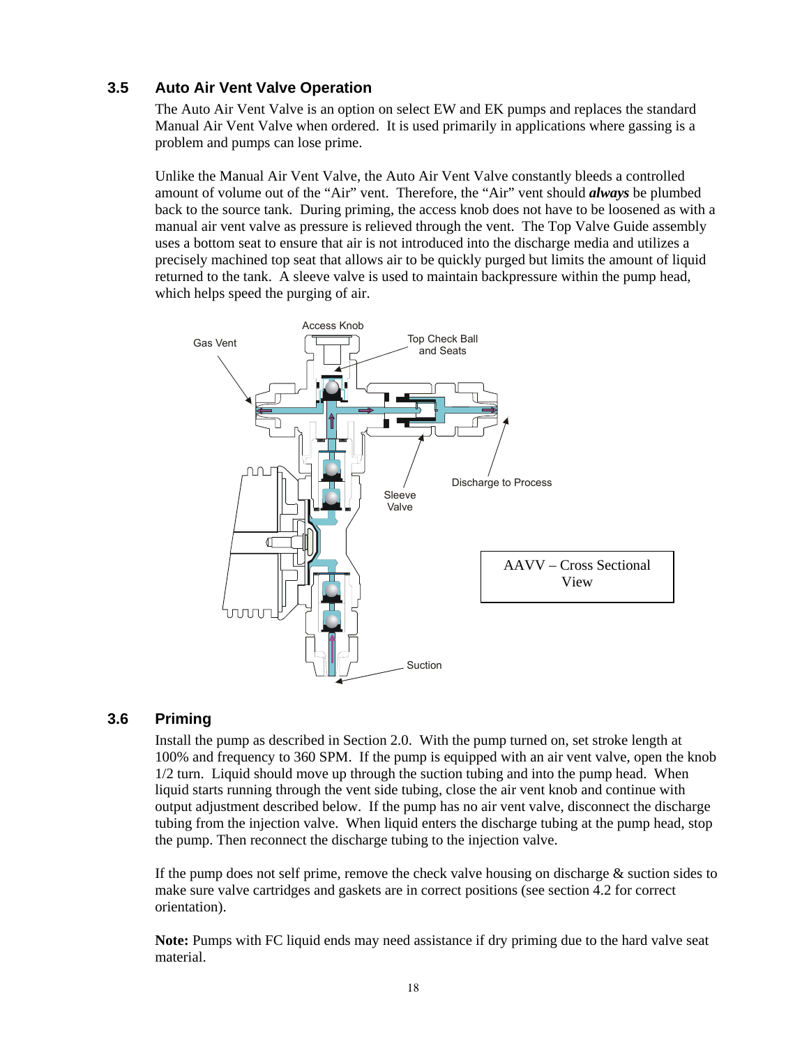## 3.5 Auto Air Vent Valve Operation

The Auto Air Vent Valve is an option on select EW and EK pumps and replaces the standard Manual Air Vent Valve when ordered. It is used primarily in applications where gassing is a problem and pumps can lose prime.

Unlike the Manual Air Vent Valve, the Auto Air Vent Valve constantly bleeds a controlled amount of volume out of the "Air" vent. Therefore, the "Air" vent should ***always*** be plumbed back to the source tank. During priming, the access knob does not have to be loosened as with a manual air vent valve as pressure is relieved through the vent. The Top Valve Guide assembly uses a bottom seat to ensure that air is not introduced into the discharge media and utilizes a precisely machined top seat that allows air to be quickly purged but limits the amount of liquid returned to the tank. A sleeve valve is used to maintain backpressure within the pump head, which helps speed the purging of air.

Access Knob

Gas Vent

Top Check Ball and Seats

Sleeve Valve

Discharge to Process

Suction

AAVV – Cross Sectional View

## 3.6 Priming

Install the pump as described in Section 2.0. With the pump turned on, set stroke length at 100% and frequency to 360 SPM. If the pump is equipped with an air vent valve, open the knob 1/2 turn. Liquid should move up through the suction tubing and into the pump head. When liquid starts running through the vent side tubing, close the air vent knob and continue with output adjustment described below. If the pump has no air vent valve, disconnect the discharge tubing from the injection valve. When liquid enters the discharge tubing at the pump head, stop the pump. Then reconnect the discharge tubing to the injection valve.

If the pump does not self prime, remove the check valve housing on discharge & suction sides to make sure valve cartridges and gaskets are in correct positions (see section 4.2 for correct orientation).

**Note:** Pumps with FC liquid ends may need assistance if dry priming due to the hard valve seat material.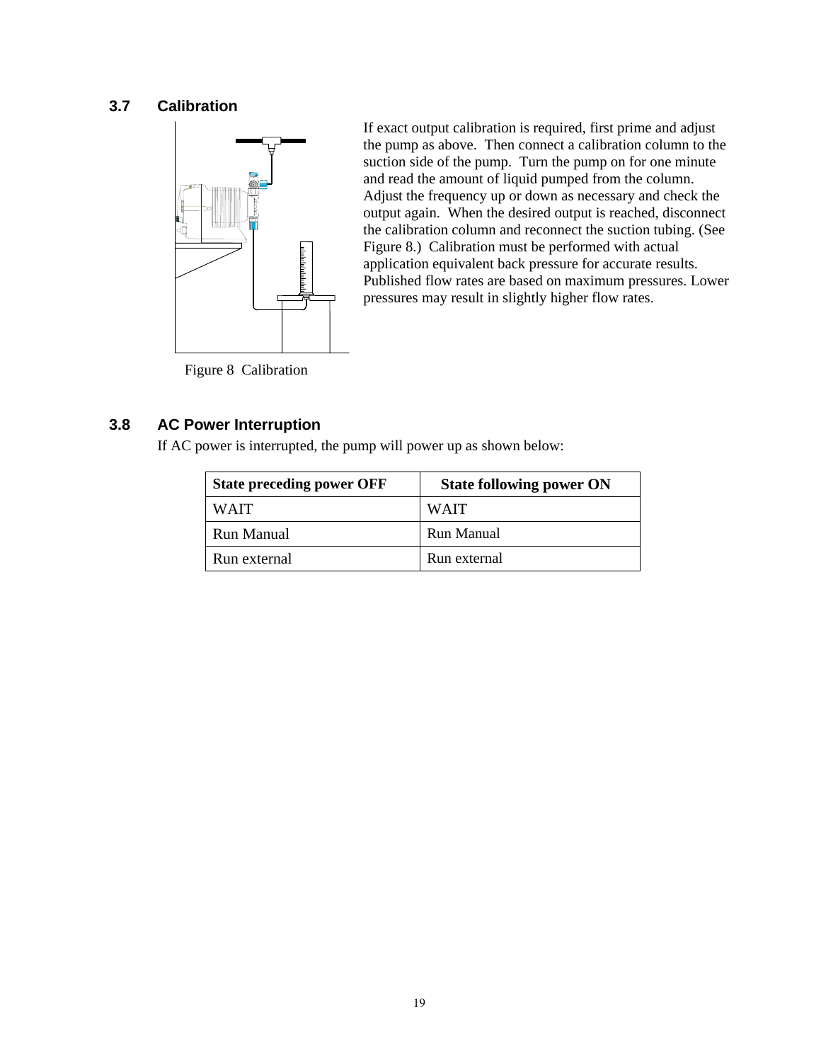## 3.7 Calibration

If exact output calibration is required, first prime and adjust the pump as above. Then connect a calibration column to the suction side of the pump. Turn the pump on for one minute and read the amount of liquid pumped from the column. Adjust the frequency up or down as necessary and check the output again. When the desired output is reached, disconnect the calibration column and reconnect the suction tubing. (See Figure 8.) Calibration must be performed with actual application equivalent back pressure for accurate results. Published flow rates are based on maximum pressures. Lower pressures may result in slightly higher flow rates.

Figure 8 Calibration

## 3.8 AC Power Interruption

If AC power is interrupted, the pump will power up as shown below:

| State preceding power OFF | State following power ON |
|---|---|
| WAIT | WAIT |
| Run Manual | Run Manual |
| Run external | Run external |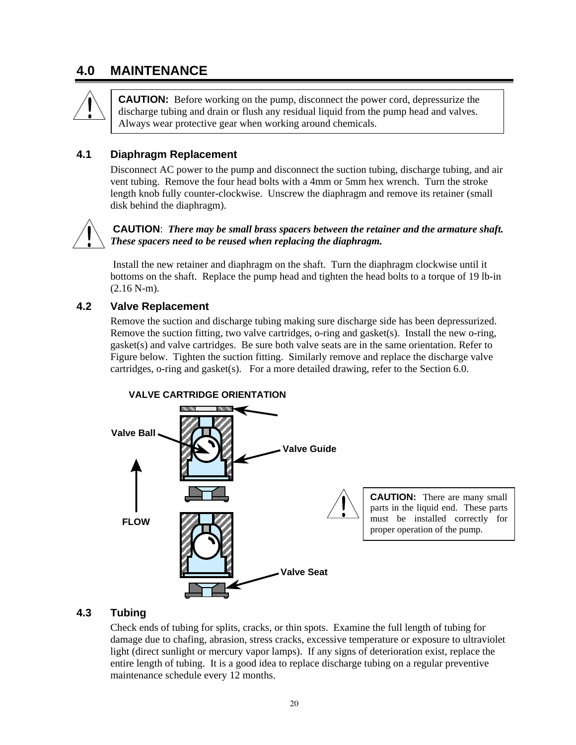## 4.0 MAINTENANCE

> **CAUTION:** Before working on the pump, disconnect the power cord, depressurize the discharge tubing and drain or flush any residual liquid from the pump head and valves. Always wear protective gear when working around chemicals.

### 4.1 Diaphragm Replacement

Disconnect AC power to the pump and disconnect the suction tubing, discharge tubing, and air vent tubing. Remove the four head bolts with a 4mm or 5mm hex wrench. Turn the stroke length knob fully counter-clockwise. Unscrew the diaphragm and remove its retainer (small disk behind the diaphragm).

**CAUTION**: ***There may be small brass spacers between the retainer and the armature shaft. These spacers need to be reused when replacing the diaphragm.***

Install the new retainer and diaphragm on the shaft. Turn the diaphragm clockwise until it bottoms on the shaft. Replace the pump head and tighten the head bolts to a torque of 19 lb-in (2.16 N-m).

### 4.2 Valve Replacement

Remove the suction and discharge tubing making sure discharge side has been depressurized. Remove the suction fitting, two valve cartridges, o-ring and gasket(s). Install the new o-ring, gasket(s) and valve cartridges. Be sure both valve seats are in the same orientation. Refer to Figure below. Tighten the suction fitting. Similarly remove and replace the discharge valve cartridges, o-ring and gasket(s). For a more detailed drawing, refer to the Section 6.0.

**VALVE CARTRIDGE ORIENTATION**

Valve Ball

Valve Guide

FLOW

Valve Seat

> **CAUTION:** There are many small parts in the liquid end. These parts must be installed correctly for proper operation of the pump.

### 4.3 Tubing

Check ends of tubing for splits, cracks, or thin spots. Examine the full length of tubing for damage due to chafing, abrasion, stress cracks, excessive temperature or exposure to ultraviolet light (direct sunlight or mercury vapor lamps). If any signs of deterioration exist, replace the entire length of tubing. It is a good idea to replace discharge tubing on a regular preventive maintenance schedule every 12 months.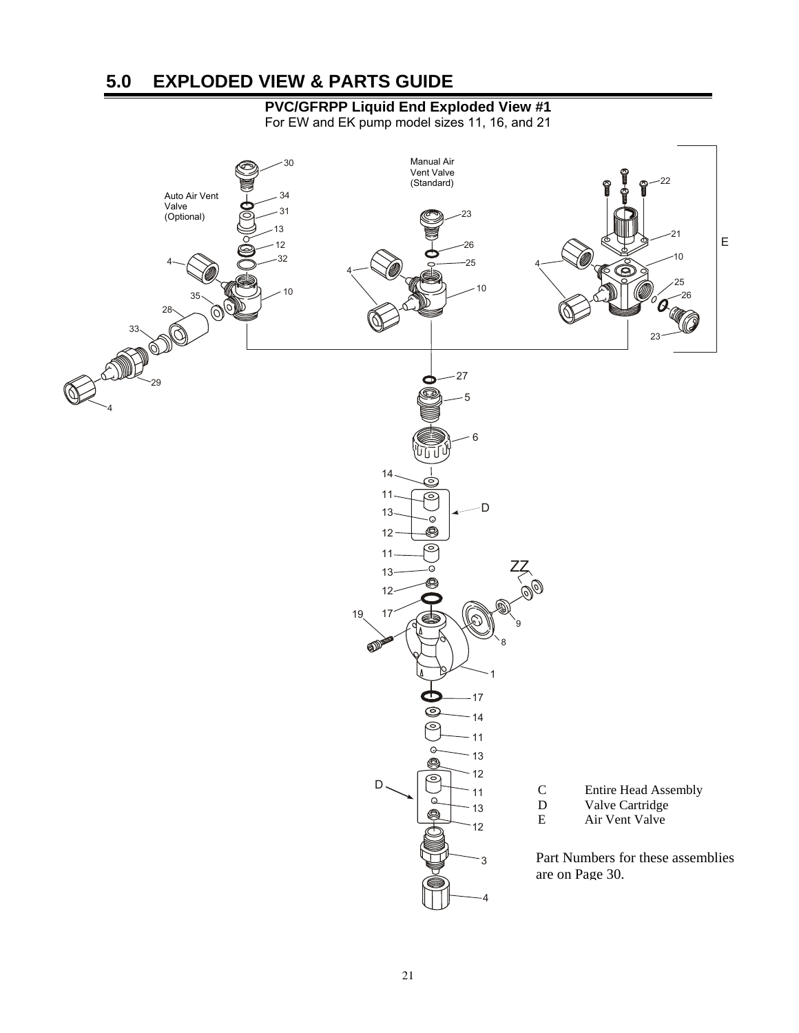## 5.0 EXPLODED VIEW & PARTS GUIDE

**PVC/GFRPP Liquid End Exploded View #1**

For EW and EK pump model sizes 11, 16, and 21

| | |
|---|---|
| C | Entire Head Assembly |
| D | Valve Cartridge |
| E | Air Vent Valve |

Part Numbers for these assemblies are on Page 30.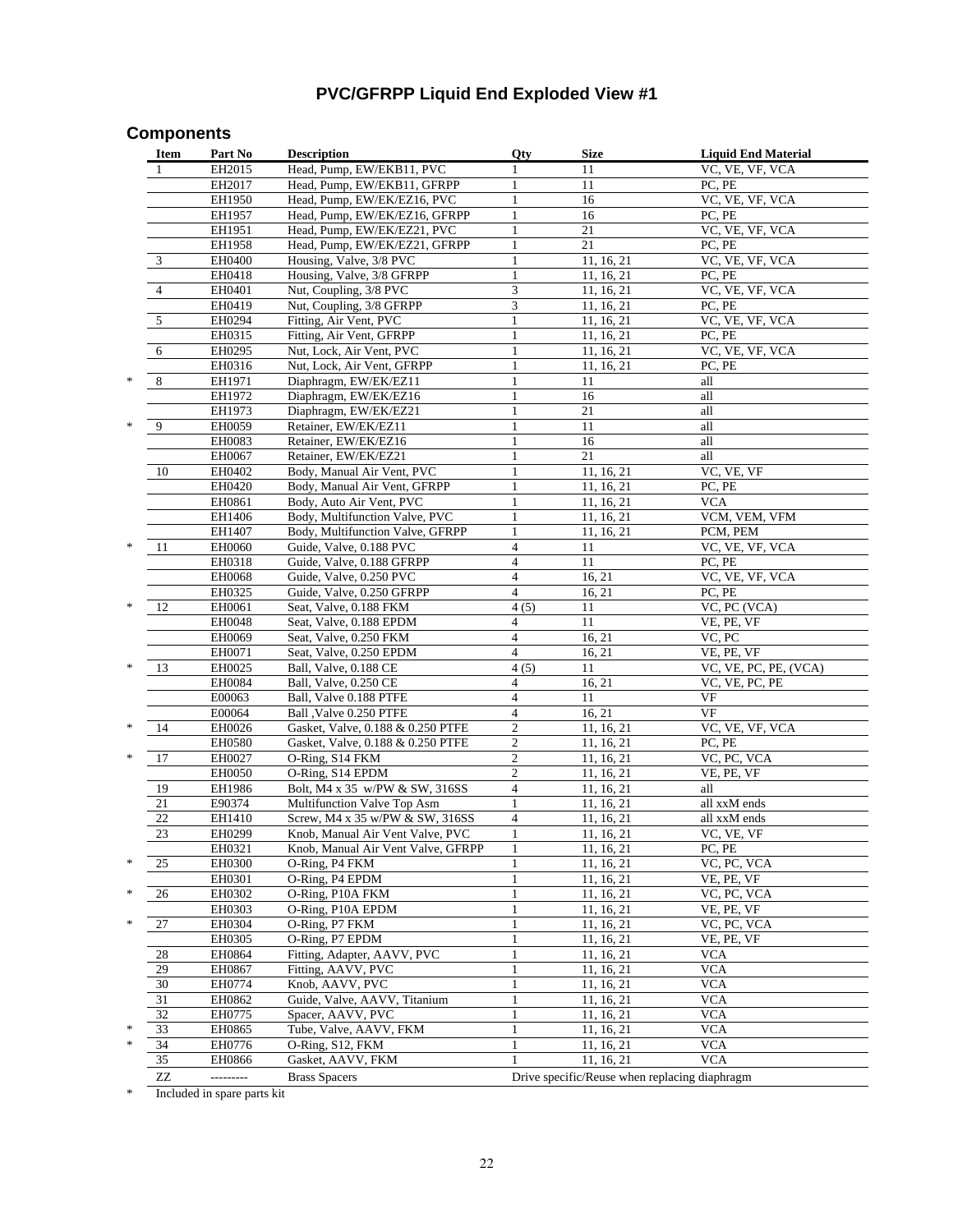# PVC/GFRPP Liquid End Exploded View #1

## Components

| | Item | Part No | Description | Qty | Size | Liquid End Material |
|---|---|---|---|---|---|---|
| | 1 | EH2015 | Head, Pump, EW/EKB11, PVC | 1 | 11 | VC, VE, VF, VCA |
| | | EH2017 | Head, Pump, EW/EKB11, GFRPP | 1 | 11 | PC, PE |
| | | EH1950 | Head, Pump, EW/EK/EZ16, PVC | 1 | 16 | VC, VE, VF, VCA |
| | | EH1957 | Head, Pump, EW/EK/EZ16, GFRPP | 1 | 16 | PC, PE |
| | | EH1951 | Head, Pump, EW/EK/EZ21, PVC | 1 | 21 | VC, VE, VF, VCA |
| | | EH1958 | Head, Pump, EW/EK/EZ21, GFRPP | 1 | 21 | PC, PE |
| | 3 | EH0400 | Housing, Valve, 3/8 PVC | 1 | 11, 16, 21 | VC, VE, VF, VCA |
| | | EH0418 | Housing, Valve, 3/8 GFRPP | 1 | 11, 16, 21 | PC, PE |
| | 4 | EH0401 | Nut, Coupling, 3/8 PVC | 3 | 11, 16, 21 | VC, VE, VF, VCA |
| | | EH0419 | Nut, Coupling, 3/8 GFRPP | 3 | 11, 16, 21 | PC, PE |
| | 5 | EH0294 | Fitting, Air Vent, PVC | 1 | 11, 16, 21 | VC, VE, VF, VCA |
| | | EH0315 | Fitting, Air Vent, GFRPP | 1 | 11, 16, 21 | PC, PE |
| | 6 | EH0295 | Nut, Lock, Air Vent, PVC | 1 | 11, 16, 21 | VC, VE, VF, VCA |
| | | EH0316 | Nut, Lock, Air Vent, GFRPP | 1 | 11, 16, 21 | PC, PE |
| * | 8 | EH1971 | Diaphragm, EW/EK/EZ11 | 1 | 11 | all |
| | | EH1972 | Diaphragm, EW/EK/EZ16 | 1 | 16 | all |
| | | EH1973 | Diaphragm, EW/EK/EZ21 | 1 | 21 | all |
| * | 9 | EH0059 | Retainer, EW/EK/EZ11 | 1 | 11 | all |
| | | EH0083 | Retainer, EW/EK/EZ16 | 1 | 16 | all |
| | | EH0067 | Retainer, EW/EK/EZ21 | 1 | 21 | all |
| | 10 | EH0402 | Body, Manual Air Vent, PVC | 1 | 11, 16, 21 | VC, VE, VF |
| | | EH0420 | Body, Manual Air Vent, GFRPP | 1 | 11, 16, 21 | PC, PE |
| | | EH0861 | Body, Auto Air Vent, PVC | 1 | 11, 16, 21 | VCA |
| | | EH1406 | Body, Multifunction Valve, PVC | 1 | 11, 16, 21 | VCM, VEM, VFM |
| | | EH1407 | Body, Multifunction Valve, GFRPP | 1 | 11, 16, 21 | PCM, PEM |
| * | 11 | EH0060 | Guide, Valve, 0.188 PVC | 4 | 11 | VC, VE, VF, VCA |
| | | EH0318 | Guide, Valve, 0.188 GFRPP | 4 | 11 | PC, PE |
| | | EH0068 | Guide, Valve, 0.250 PVC | 4 | 16, 21 | VC, VE, VF, VCA |
| | | EH0325 | Guide, Valve, 0.250 GFRPP | 4 | 16, 21 | PC, PE |
| * | 12 | EH0061 | Seat, Valve, 0.188 FKM | 4 (5) | 11 | VC, PC (VCA) |
| | | EH0048 | Seat, Valve, 0.188 EPDM | 4 | 11 | VE, PE, VF |
| | | EH0069 | Seat, Valve, 0.250 FKM | 4 | 16, 21 | VC, PC |
| | | EH0071 | Seat, Valve, 0.250 EPDM | 4 | 16, 21 | VE, PE, VF |
| * | 13 | EH0025 | Ball, Valve, 0.188 CE | 4 (5) | 11 | VC, VE, PC, PE, (VCA) |
| | | EH0084 | Ball, Valve, 0.250 CE | 4 | 16, 21 | VC, VE, PC, PE |
| | | E00063 | Ball, Valve 0.188 PTFE | 4 | 11 | VF |
| | | E00064 | Ball ,Valve 0.250 PTFE | 4 | 16, 21 | VF |
| * | 14 | EH0026 | Gasket, Valve, 0.188 & 0.250 PTFE | 2 | 11, 16, 21 | VC, VE, VF, VCA |
| | | EH0580 | Gasket, Valve, 0.188 & 0.250 PTFE | 2 | 11, 16, 21 | PC, PE |
| * | 17 | EH0027 | O-Ring, S14 FKM | 2 | 11, 16, 21 | VC, PC, VCA |
| | | EH0050 | O-Ring, S14 EPDM | 2 | 11, 16, 21 | VE, PE, VF |
| | 19 | EH1986 | Bolt, M4 x 35 w/PW & SW, 316SS | 4 | 11, 16, 21 | all |
| | 21 | E90374 | Multifunction Valve Top Asm | 1 | 11, 16, 21 | all xxM ends |
| | 22 | EH1410 | Screw, M4 x 35 w/PW & SW, 316SS | 4 | 11, 16, 21 | all xxM ends |
| | 23 | EH0299 | Knob, Manual Air Vent Valve, PVC | 1 | 11, 16, 21 | VC, VE, VF |
| | | EH0321 | Knob, Manual Air Vent Valve, GFRPP | 1 | 11, 16, 21 | PC, PE |
| * | 25 | EH0300 | O-Ring, P4 FKM | 1 | 11, 16, 21 | VC, PC, VCA |
| | | EH0301 | O-Ring, P4 EPDM | 1 | 11, 16, 21 | VE, PE, VF |
| * | 26 | EH0302 | O-Ring, P10A FKM | 1 | 11, 16, 21 | VC, PC, VCA |
| | | EH0303 | O-Ring, P10A EPDM | 1 | 11, 16, 21 | VE, PE, VF |
| * | 27 | EH0304 | O-Ring, P7 FKM | 1 | 11, 16, 21 | VC, PC, VCA |
| | | EH0305 | O-Ring, P7 EPDM | 1 | 11, 16, 21 | VE, PE, VF |
| | 28 | EH0864 | Fitting, Adapter, AAVV, PVC | 1 | 11, 16, 21 | VCA |
| | 29 | EH0867 | Fitting, AAVV, PVC | 1 | 11, 16, 21 | VCA |
| | 30 | EH0774 | Knob, AAVV, PVC | 1 | 11, 16, 21 | VCA |
| | 31 | EH0862 | Guide, Valve, AAVV, Titanium | 1 | 11, 16, 21 | VCA |
| | 32 | EH0775 | Spacer, AAVV, PVC | 1 | 11, 16, 21 | VCA |
| * | 33 | EH0865 | Tube, Valve, AAVV, FKM | 1 | 11, 16, 21 | VCA |
| * | 34 | EH0776 | O-Ring, S12, FKM | 1 | 11, 16, 21 | VCA |
| | 35 | EH0866 | Gasket, AAVV, FKM | 1 | 11, 16, 21 | VCA |
| | ZZ | --------- | Brass Spacers | Drive specific/Reuse when replacing diaphragm | | |

\* Included in spare parts kit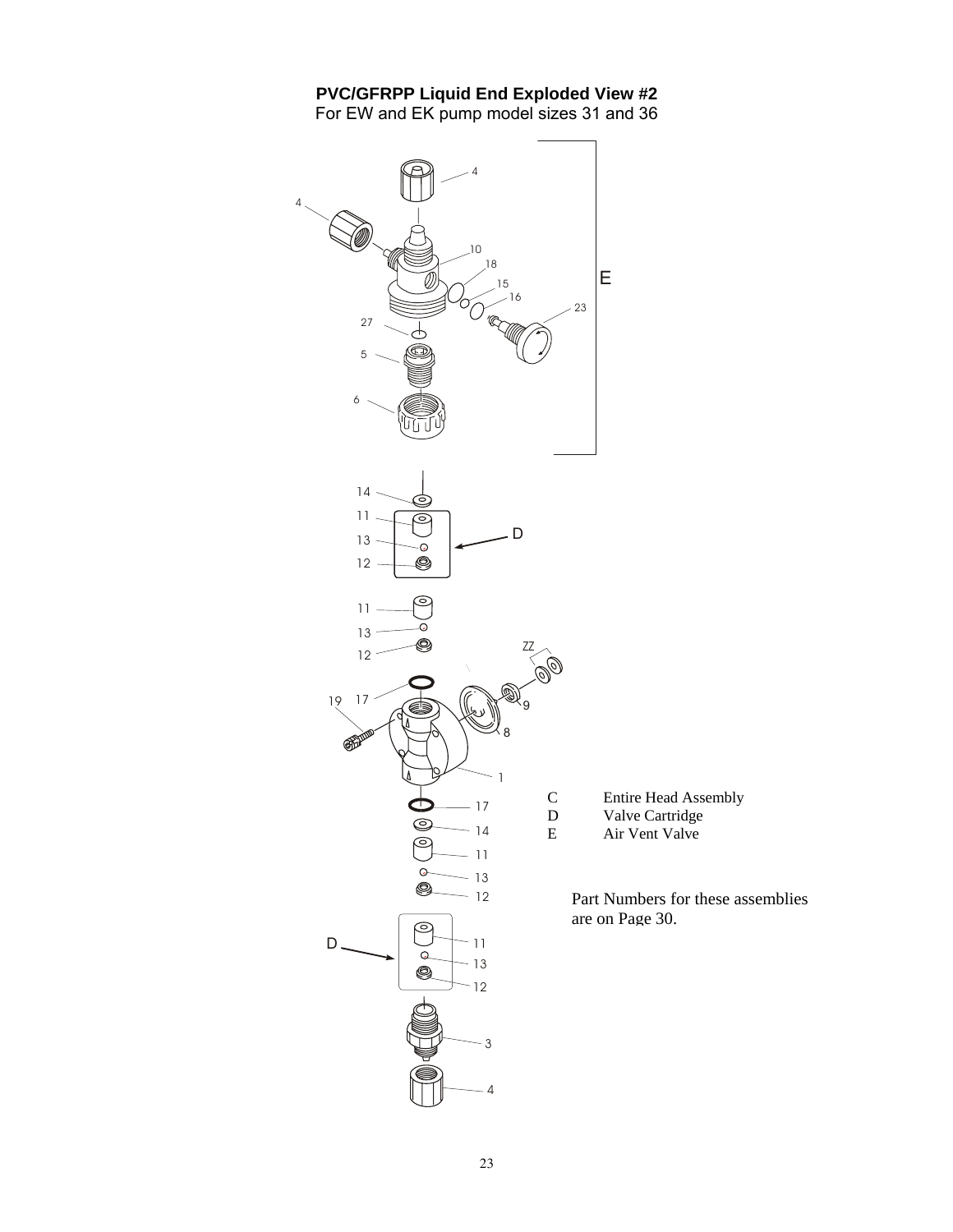## PVC/GFRPP Liquid End Exploded View #2

For EW and EK pump model sizes 31 and 36

C Entire Head Assembly
D Valve Cartridge
E Air Vent Valve

Part Numbers for these assemblies are on Page 30.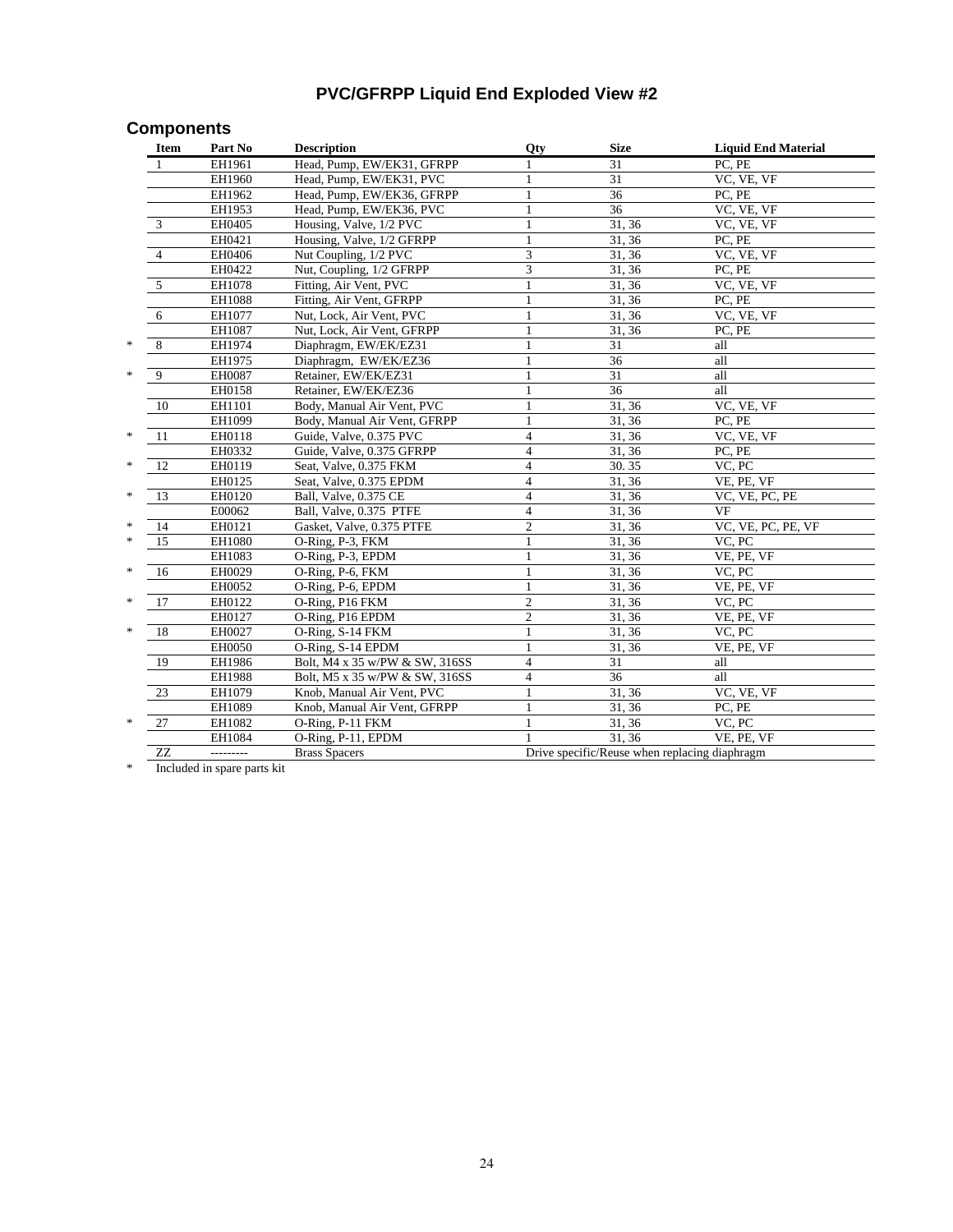# PVC/GFRPP Liquid End Exploded View #2

## Components

| | Item | Part No | Description | Qty | Size | Liquid End Material |
|---|---|---|---|---|---|---|
| | 1 | EH1961 | Head, Pump, EW/EK31, GFRPP | 1 | 31 | PC, PE |
| | | EH1960 | Head, Pump, EW/EK31, PVC | 1 | 31 | VC, VE, VF |
| | | EH1962 | Head, Pump, EW/EK36, GFRPP | 1 | 36 | PC, PE |
| | | EH1953 | Head, Pump, EW/EK36, PVC | 1 | 36 | VC, VE, VF |
| | 3 | EH0405 | Housing, Valve, 1/2 PVC | 1 | 31, 36 | VC, VE, VF |
| | | EH0421 | Housing, Valve, 1/2 GFRPP | 1 | 31, 36 | PC, PE |
| | 4 | EH0406 | Nut Coupling, 1/2 PVC | 3 | 31, 36 | VC, VE, VF |
| | | EH0422 | Nut, Coupling, 1/2 GFRPP | 3 | 31, 36 | PC, PE |
| | 5 | EH1078 | Fitting, Air Vent, PVC | 1 | 31, 36 | VC, VE, VF |
| | | EH1088 | Fitting, Air Vent, GFRPP | 1 | 31, 36 | PC, PE |
| | 6 | EH1077 | Nut, Lock, Air Vent, PVC | 1 | 31, 36 | VC, VE, VF |
| | | EH1087 | Nut, Lock, Air Vent, GFRPP | 1 | 31, 36 | PC, PE |
| * | 8 | EH1974 | Diaphragm, EW/EK/EZ31 | 1 | 31 | all |
| | | EH1975 | Diaphragm, EW/EK/EZ36 | 1 | 36 | all |
| * | 9 | EH0087 | Retainer, EW/EK/EZ31 | 1 | 31 | all |
| | | EH0158 | Retainer, EW/EK/EZ36 | 1 | 36 | all |
| | 10 | EH1101 | Body, Manual Air Vent, PVC | 1 | 31, 36 | VC, VE, VF |
| | | EH1099 | Body, Manual Air Vent, GFRPP | 1 | 31, 36 | PC, PE |
| * | 11 | EH0118 | Guide, Valve, 0.375 PVC | 4 | 31, 36 | VC, VE, VF |
| | | EH0332 | Guide, Valve, 0.375 GFRPP | 4 | 31, 36 | PC, PE |
| * | 12 | EH0119 | Seat, Valve, 0.375 FKM | 4 | 30. 35 | VC, PC |
| | | EH0125 | Seat, Valve, 0.375 EPDM | 4 | 31, 36 | VE, PE, VF |
| * | 13 | EH0120 | Ball, Valve, 0.375 CE | 4 | 31, 36 | VC, VE, PC, PE |
| | | E00062 | Ball, Valve, 0.375 PTFE | 4 | 31, 36 | VF |
| * | 14 | EH0121 | Gasket, Valve, 0.375 PTFE | 2 | 31, 36 | VC, VE, PC, PE, VF |
| * | 15 | EH1080 | O-Ring, P-3, FKM | 1 | 31, 36 | VC, PC |
| | | EH1083 | O-Ring, P-3, EPDM | 1 | 31, 36 | VE, PE, VF |
| * | 16 | EH0029 | O-Ring, P-6, FKM | 1 | 31, 36 | VC, PC |
| | | EH0052 | O-Ring, P-6, EPDM | 1 | 31, 36 | VE, PE, VF |
| * | 17 | EH0122 | O-Ring, P16 FKM | 2 | 31, 36 | VC, PC |
| | | EH0127 | O-Ring, P16 EPDM | 2 | 31, 36 | VE, PE, VF |
| * | 18 | EH0027 | O-Ring, S-14 FKM | 1 | 31, 36 | VC, PC |
| | | EH0050 | O-Ring, S-14 EPDM | 1 | 31, 36 | VE, PE, VF |
| | 19 | EH1986 | Bolt, M4 x 35 w/PW & SW, 316SS | 4 | 31 | all |
| | | EH1988 | Bolt, M5 x 35 w/PW & SW, 316SS | 4 | 36 | all |
| | 23 | EH1079 | Knob, Manual Air Vent, PVC | 1 | 31, 36 | VC, VE, VF |
| | | EH1089 | Knob, Manual Air Vent, GFRPP | 1 | 31, 36 | PC, PE |
| * | 27 | EH1082 | O-Ring, P-11 FKM | 1 | 31, 36 | VC, PC |
| | | EH1084 | O-Ring, P-11, EPDM | 1 | 31, 36 | VE, PE, VF |
| | ZZ | --------- | Brass Spacers | Drive specific/Reuse when replacing diaphragm | | |

* Included in spare parts kit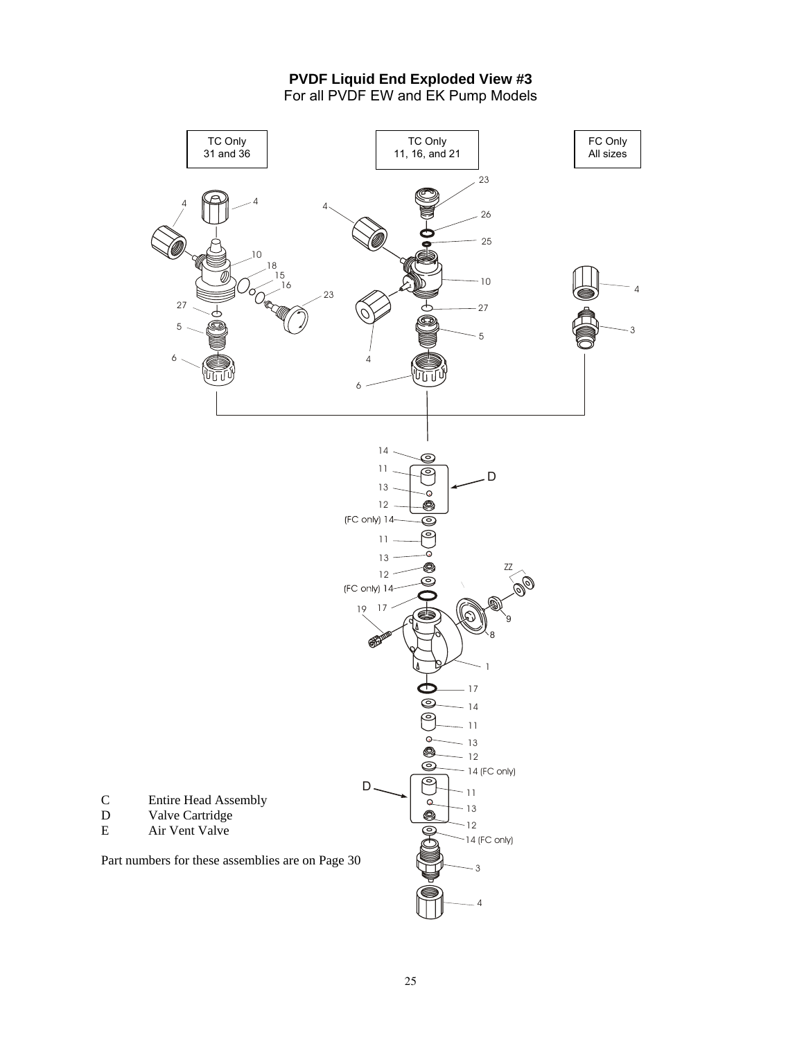# PVDF Liquid End Exploded View #3

For all PVDF EW and EK Pump Models

TC Only
31 and 36

TC Only
11, 16, and 21

FC Only
All sizes

C Entire Head Assembly
D Valve Cartridge
E Air Vent Valve

Part numbers for these assemblies are on Page 30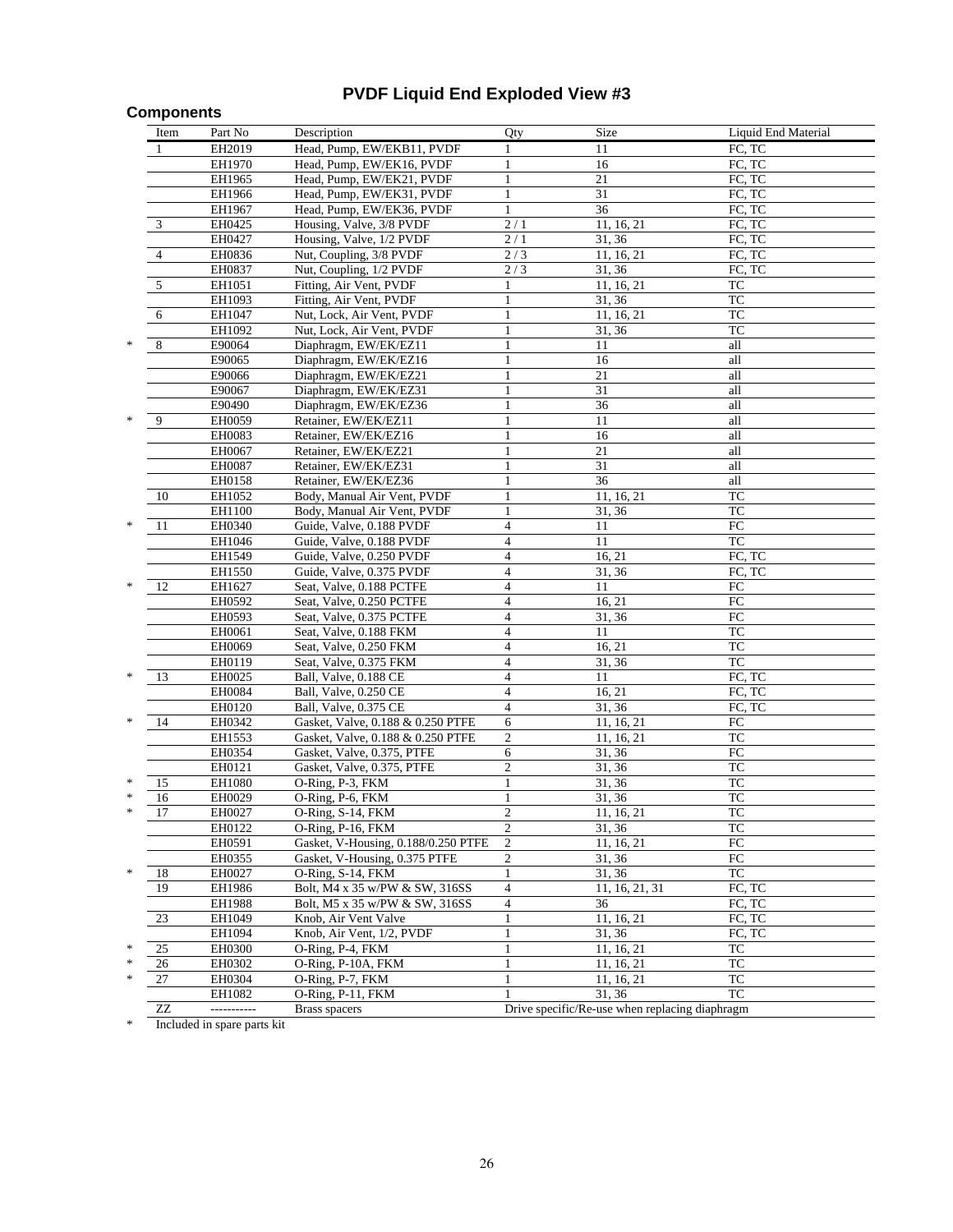# PVDF Liquid End Exploded View #3

## Components

| | Item | Part No | Description | Qty | Size | Liquid End Material |
|---|---|---|---|---|---|---|
| | 1 | EH2019 | Head, Pump, EW/EKB11, PVDF | 1 | 11 | FC, TC |
| | | EH1970 | Head, Pump, EW/EK16, PVDF | 1 | 16 | FC, TC |
| | | EH1965 | Head, Pump, EW/EK21, PVDF | 1 | 21 | FC, TC |
| | | EH1966 | Head, Pump, EW/EK31, PVDF | 1 | 31 | FC, TC |
| | | EH1967 | Head, Pump, EW/EK36, PVDF | 1 | 36 | FC, TC |
| | 3 | EH0425 | Housing, Valve, 3/8 PVDF | 2 / 1 | 11, 16, 21 | FC, TC |
| | | EH0427 | Housing, Valve, 1/2 PVDF | 2 / 1 | 31, 36 | FC, TC |
| | 4 | EH0836 | Nut, Coupling, 3/8 PVDF | 2 / 3 | 11, 16, 21 | FC, TC |
| | | EH0837 | Nut, Coupling, 1/2 PVDF | 2 / 3 | 31, 36 | FC, TC |
| | 5 | EH1051 | Fitting, Air Vent, PVDF | 1 | 11, 16, 21 | TC |
| | | EH1093 | Fitting, Air Vent, PVDF | 1 | 31, 36 | TC |
| | 6 | EH1047 | Nut, Lock, Air Vent, PVDF | 1 | 11, 16, 21 | TC |
| | | EH1092 | Nut, Lock, Air Vent, PVDF | 1 | 31, 36 | TC |
| * | 8 | E90064 | Diaphragm, EW/EK/EZ11 | 1 | 11 | all |
| | | E90065 | Diaphragm, EW/EK/EZ16 | 1 | 16 | all |
| | | E90066 | Diaphragm, EW/EK/EZ21 | 1 | 21 | all |
| | | E90067 | Diaphragm, EW/EK/EZ31 | 1 | 31 | all |
| | | E90490 | Diaphragm, EW/EK/EZ36 | 1 | 36 | all |
| * | 9 | EH0059 | Retainer, EW/EK/EZ11 | 1 | 11 | all |
| | | EH0083 | Retainer, EW/EK/EZ16 | 1 | 16 | all |
| | | EH0067 | Retainer, EW/EK/EZ21 | 1 | 21 | all |
| | | EH0087 | Retainer, EW/EK/EZ31 | 1 | 31 | all |
| | | EH0158 | Retainer, EW/EK/EZ36 | 1 | 36 | all |
| | 10 | EH1052 | Body, Manual Air Vent, PVDF | 1 | 11, 16, 21 | TC |
| | | EH1100 | Body, Manual Air Vent, PVDF | 1 | 31, 36 | TC |
| * | 11 | EH0340 | Guide, Valve, 0.188 PVDF | 4 | 11 | FC |
| | | EH1046 | Guide, Valve, 0.188 PVDF | 4 | 11 | TC |
| | | EH1549 | Guide, Valve, 0.250 PVDF | 4 | 16, 21 | FC, TC |
| | | EH1550 | Guide, Valve, 0.375 PVDF | 4 | 31, 36 | FC, TC |
| * | 12 | EH1627 | Seat, Valve, 0.188 PCTFE | 4 | 11 | FC |
| | | EH0592 | Seat, Valve, 0.250 PCTFE | 4 | 16, 21 | FC |
| | | EH0593 | Seat, Valve, 0.375 PCTFE | 4 | 31, 36 | FC |
| | | EH0061 | Seat, Valve, 0.188 FKM | 4 | 11 | TC |
| | | EH0069 | Seat, Valve, 0.250 FKM | 4 | 16, 21 | TC |
| | | EH0119 | Seat, Valve, 0.375 FKM | 4 | 31, 36 | TC |
| * | 13 | EH0025 | Ball, Valve, 0.188 CE | 4 | 11 | FC, TC |
| | | EH0084 | Ball, Valve, 0.250 CE | 4 | 16, 21 | FC, TC |
| | | EH0120 | Ball, Valve, 0.375 CE | 4 | 31, 36 | FC, TC |
| * | 14 | EH0342 | Gasket, Valve, 0.188 & 0.250 PTFE | 6 | 11, 16, 21 | FC |
| | | EH1553 | Gasket, Valve, 0.188 & 0.250 PTFE | 2 | 11, 16, 21 | TC |
| | | EH0354 | Gasket, Valve, 0.375, PTFE | 6 | 31, 36 | FC |
| | | EH0121 | Gasket, Valve, 0.375, PTFE | 2 | 31, 36 | TC |
| * | 15 | EH1080 | O-Ring, P-3, FKM | 1 | 31, 36 | TC |
| * | 16 | EH0029 | O-Ring, P-6, FKM | 1 | 31, 36 | TC |
| * | 17 | EH0027 | O-Ring, S-14, FKM | 2 | 11, 16, 21 | TC |
| | | EH0122 | O-Ring, P-16, FKM | 2 | 31, 36 | TC |
| | | EH0591 | Gasket, V-Housing, 0.188/0.250 PTFE | 2 | 11, 16, 21 | FC |
| | | EH0355 | Gasket, V-Housing, 0.375 PTFE | 2 | 31, 36 | FC |
| * | 18 | EH0027 | O-Ring, S-14, FKM | 1 | 31, 36 | TC |
| | 19 | EH1986 | Bolt, M4 x 35 w/PW & SW, 316SS | 4 | 11, 16, 21, 31 | FC, TC |
| | | EH1988 | Bolt, M5 x 35 w/PW & SW, 316SS | 4 | 36 | FC, TC |
| | 23 | EH1049 | Knob, Air Vent Valve | 1 | 11, 16, 21 | FC, TC |
| | | EH1094 | Knob, Air Vent, 1/2, PVDF | 1 | 31, 36 | FC, TC |
| * | 25 | EH0300 | O-Ring, P-4, FKM | 1 | 11, 16, 21 | TC |
| * | 26 | EH0302 | O-Ring, P-10A, FKM | 1 | 11, 16, 21 | TC |
| * | 27 | EH0304 | O-Ring, P-7, FKM | 1 | 11, 16, 21 | TC |
| | | EH1082 | O-Ring, P-11, FKM | 1 | 31, 36 | TC |
| | ZZ | ----------- | Brass spacers | Drive specific/Re-use when replacing diaphragm | | |

\* Included in spare parts kit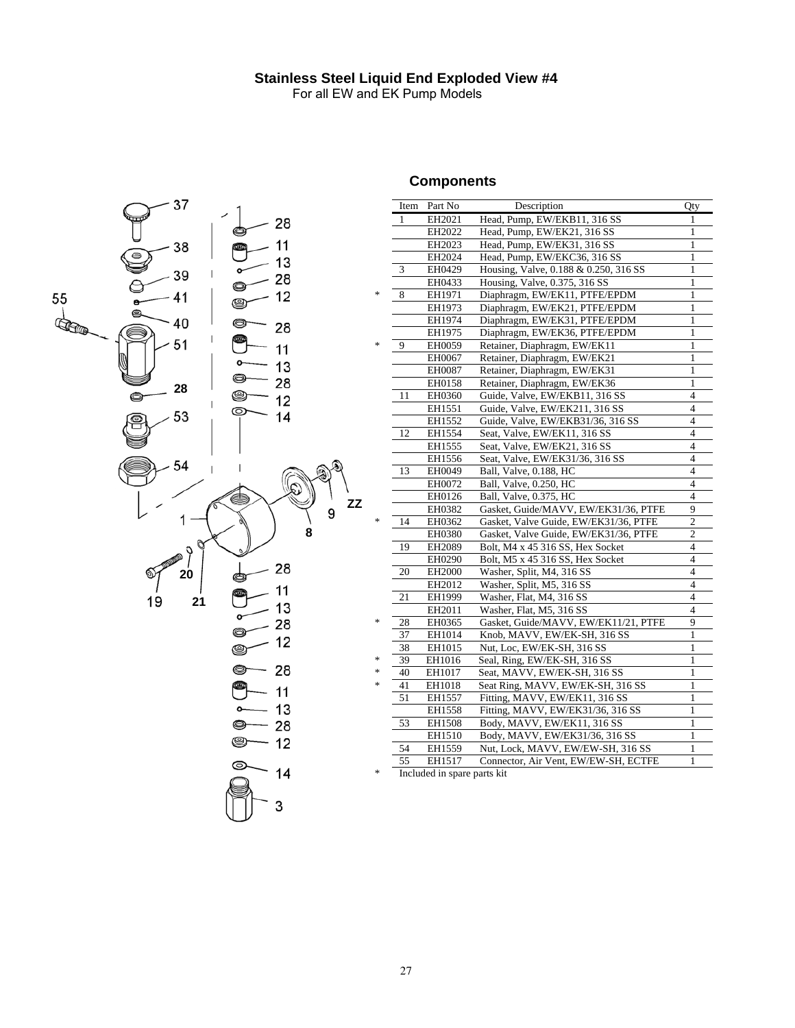# Stainless Steel Liquid End Exploded View #4

For all EW and EK Pump Models

## Components

| | Item | Part No | Description | Qty |
|---|---|---|---|---|
| | 1 | EH2021 | Head, Pump, EW/EKB11, 316 SS | 1 |
| | | EH2022 | Head, Pump, EW/EK21, 316 SS | 1 |
| | | EH2023 | Head, Pump, EW/EK31, 316 SS | 1 |
| | | EH2024 | Head, Pump, EW/EKC36, 316 SS | 1 |
| | 3 | EH0429 | Housing, Valve, 0.188 & 0.250, 316 SS | 1 |
| | | EH0433 | Housing, Valve, 0.375, 316 SS | 1 |
| * | 8 | EH1971 | Diaphragm, EW/EK11, PTFE/EPDM | 1 |
| | | EH1973 | Diaphragm, EW/EK21, PTFE/EPDM | 1 |
| | | EH1974 | Diaphragm, EW/EK31, PTFE/EPDM | 1 |
| | | EH1975 | Diaphragm, EW/EK36, PTFE/EPDM | 1 |
| * | 9 | EH0059 | Retainer, Diaphragm, EW/EK11 | 1 |
| | | EH0067 | Retainer, Diaphragm, EW/EK21 | 1 |
| | | EH0087 | Retainer, Diaphragm, EW/EK31 | 1 |
| | | EH0158 | Retainer, Diaphragm, EW/EK36 | 1 |
| | 11 | EH0360 | Guide, Valve, EW/EKB11, 316 SS | 4 |
| | | EH1551 | Guide, Valve, EW/EK211, 316 SS | 4 |
| | | EH1552 | Guide, Valve, EW/EKB31/36, 316 SS | 4 |
| | 12 | EH1554 | Seat, Valve, EW/EK11, 316 SS | 4 |
| | | EH1555 | Seat, Valve, EW/EK21, 316 SS | 4 |
| | | EH1556 | Seat, Valve, EW/EK31/36, 316 SS | 4 |
| | 13 | EH0049 | Ball, Valve, 0.188, HC | 4 |
| | | EH0072 | Ball, Valve, 0.250, HC | 4 |
| | | EH0126 | Ball, Valve, 0.375, HC | 4 |
| | | EH0382 | Gasket, Guide/MAVV, EW/EK31/36, PTFE | 9 |
| * | 14 | EH0362 | Gasket, Valve Guide, EW/EK31/36, PTFE | 2 |
| | | EH0380 | Gasket, Valve Guide, EW/EK31/36, PTFE | 2 |
| | 19 | EH2089 | Bolt, M4 x 45 316 SS, Hex Socket | 4 |
| | | EH0290 | Bolt, M5 x 45 316 SS, Hex Socket | 4 |
| | 20 | EH2000 | Washer, Split, M4, 316 SS | 4 |
| | | EH2012 | Washer, Split, M5, 316 SS | 4 |
| | 21 | EH1999 | Washer, Flat, M4, 316 SS | 4 |
| | | EH2011 | Washer, Flat, M5, 316 SS | 4 |
| * | 28 | EH0365 | Gasket, Guide/MAVV, EW/EK11/21, PTFE | 9 |
| | 37 | EH1014 | Knob, MAVV, EW/EK-SH, 316 SS | 1 |
| | 38 | EH1015 | Nut, Loc, EW/EK-SH, 316 SS | 1 |
| * | 39 | EH1016 | Seal, Ring, EW/EK-SH, 316 SS | 1 |
| * | 40 | EH1017 | Seat, MAVV, EW/EK-SH, 316 SS | 1 |
| * | 41 | EH1018 | Seat Ring, MAVV, EW/EK-SH, 316 SS | 1 |
| | 51 | EH1557 | Fitting, MAVV, EW/EK11, 316 SS | 1 |
| | | EH1558 | Fitting, MAVV, EW/EK31/36, 316 SS | 1 |
| | 53 | EH1508 | Body, MAVV, EW/EK11, 316 SS | 1 |
| | | EH1510 | Body, MAVV, EW/EK31/36, 316 SS | 1 |
| | 54 | EH1559 | Nut, Lock, MAVV, EW/EW-SH, 316 SS | 1 |
| | 55 | EH1517 | Connector, Air Vent, EW/EW-SH, ECTFE | 1 |

\* Included in spare parts kit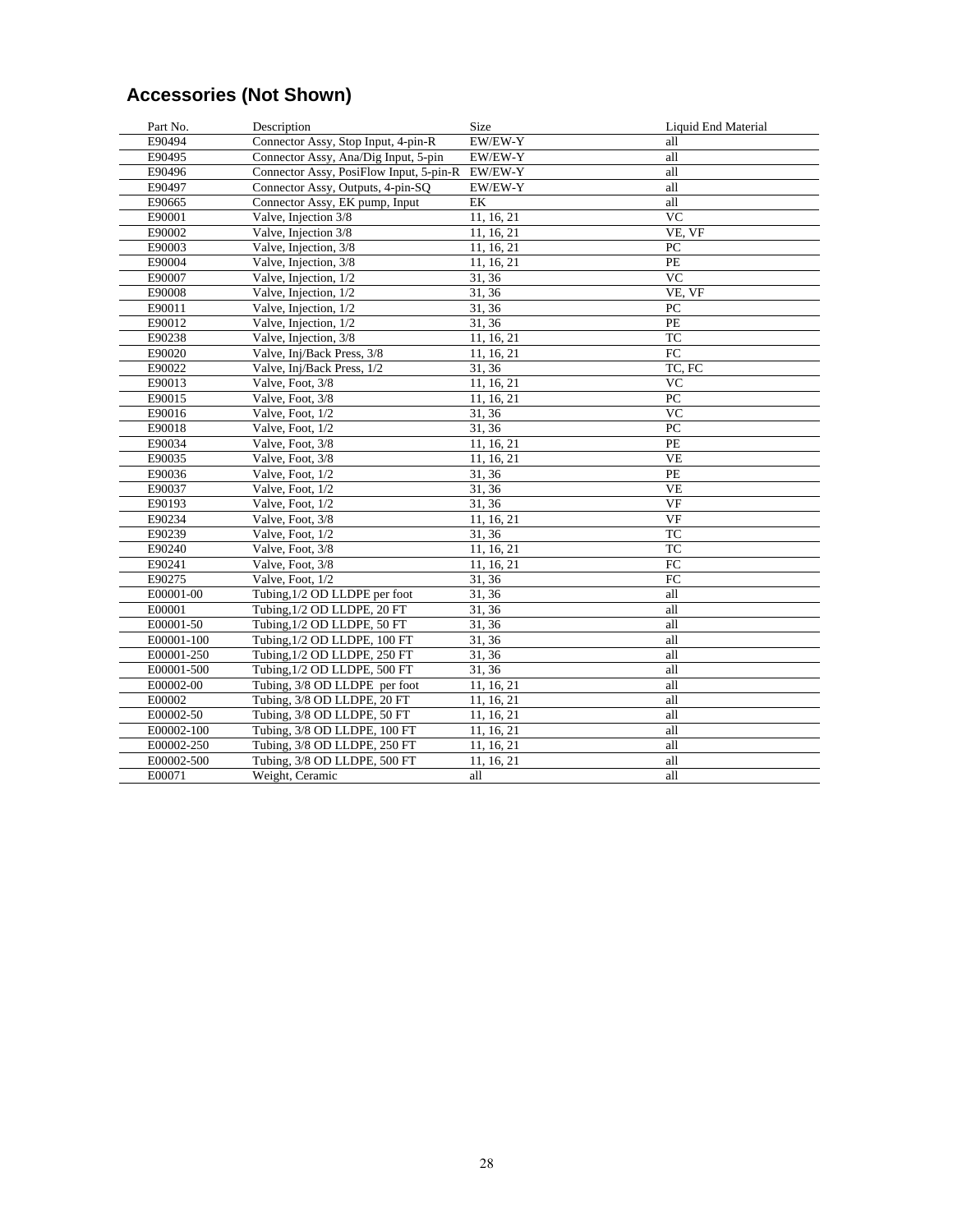## Accessories (Not Shown)

| Part No. | Description | Size | Liquid End Material |
|---|---|---|---|
| E90494 | Connector Assy, Stop Input, 4-pin-R | EW/EW-Y | all |
| E90495 | Connector Assy, Ana/Dig Input, 5-pin | EW/EW-Y | all |
| E90496 | Connector Assy, PosiFlow Input, 5-pin-R | EW/EW-Y | all |
| E90497 | Connector Assy, Outputs, 4-pin-SQ | EW/EW-Y | all |
| E90665 | Connector Assy, EK pump, Input | EK | all |
| E90001 | Valve, Injection 3/8 | 11, 16, 21 | VC |
| E90002 | Valve, Injection 3/8 | 11, 16, 21 | VE, VF |
| E90003 | Valve, Injection, 3/8 | 11, 16, 21 | PC |
| E90004 | Valve, Injection, 3/8 | 11, 16, 21 | PE |
| E90007 | Valve, Injection, 1/2 | 31, 36 | VC |
| E90008 | Valve, Injection, 1/2 | 31, 36 | VE, VF |
| E90011 | Valve, Injection, 1/2 | 31, 36 | PC |
| E90012 | Valve, Injection, 1/2 | 31, 36 | PE |
| E90238 | Valve, Injection, 3/8 | 11, 16, 21 | TC |
| E90020 | Valve, Inj/Back Press, 3/8 | 11, 16, 21 | FC |
| E90022 | Valve, Inj/Back Press, 1/2 | 31, 36 | TC, FC |
| E90013 | Valve, Foot, 3/8 | 11, 16, 21 | VC |
| E90015 | Valve, Foot, 3/8 | 11, 16, 21 | PC |
| E90016 | Valve, Foot, 1/2 | 31, 36 | VC |
| E90018 | Valve, Foot, 1/2 | 31, 36 | PC |
| E90034 | Valve, Foot, 3/8 | 11, 16, 21 | PE |
| E90035 | Valve, Foot, 3/8 | 11, 16, 21 | VE |
| E90036 | Valve, Foot, 1/2 | 31, 36 | PE |
| E90037 | Valve, Foot, 1/2 | 31, 36 | VE |
| E90193 | Valve, Foot, 1/2 | 31, 36 | VF |
| E90234 | Valve, Foot, 3/8 | 11, 16, 21 | VF |
| E90239 | Valve, Foot, 1/2 | 31, 36 | TC |
| E90240 | Valve, Foot, 3/8 | 11, 16, 21 | TC |
| E90241 | Valve, Foot, 3/8 | 11, 16, 21 | FC |
| E90275 | Valve, Foot, 1/2 | 31, 36 | FC |
| E00001-00 | Tubing,1/2 OD LLDPE per foot | 31, 36 | all |
| E00001 | Tubing,1/2 OD LLDPE, 20 FT | 31, 36 | all |
| E00001-50 | Tubing,1/2 OD LLDPE, 50 FT | 31, 36 | all |
| E00001-100 | Tubing,1/2 OD LLDPE, 100 FT | 31, 36 | all |
| E00001-250 | Tubing,1/2 OD LLDPE, 250 FT | 31, 36 | all |
| E00001-500 | Tubing,1/2 OD LLDPE, 500 FT | 31, 36 | all |
| E00002-00 | Tubing, 3/8 OD LLDPE per foot | 11, 16, 21 | all |
| E00002 | Tubing, 3/8 OD LLDPE, 20 FT | 11, 16, 21 | all |
| E00002-50 | Tubing, 3/8 OD LLDPE, 50 FT | 11, 16, 21 | all |
| E00002-100 | Tubing, 3/8 OD LLDPE, 100 FT | 11, 16, 21 | all |
| E00002-250 | Tubing, 3/8 OD LLDPE, 250 FT | 11, 16, 21 | all |
| E00002-500 | Tubing, 3/8 OD LLDPE, 500 FT | 11, 16, 21 | all |
| E00071 | Weight, Ceramic | all | all |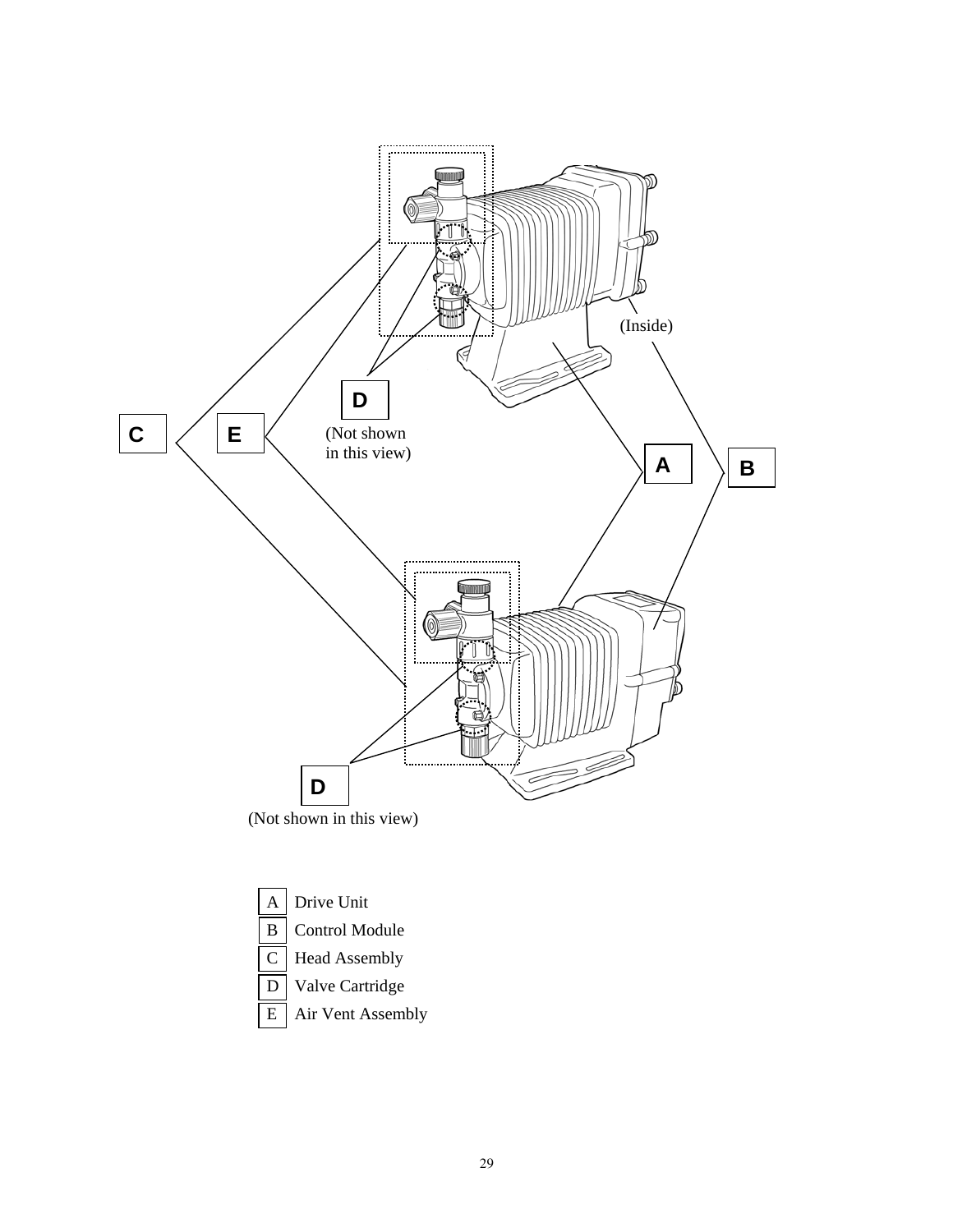(Inside)

D

(Not shown in this view)

C

E

A

B

D

(Not shown in this view)

| | |
|---|---|
| A | Drive Unit |
| B | Control Module |
| C | Head Assembly |
| D | Valve Cartridge |
| E | Air Vent Assembly |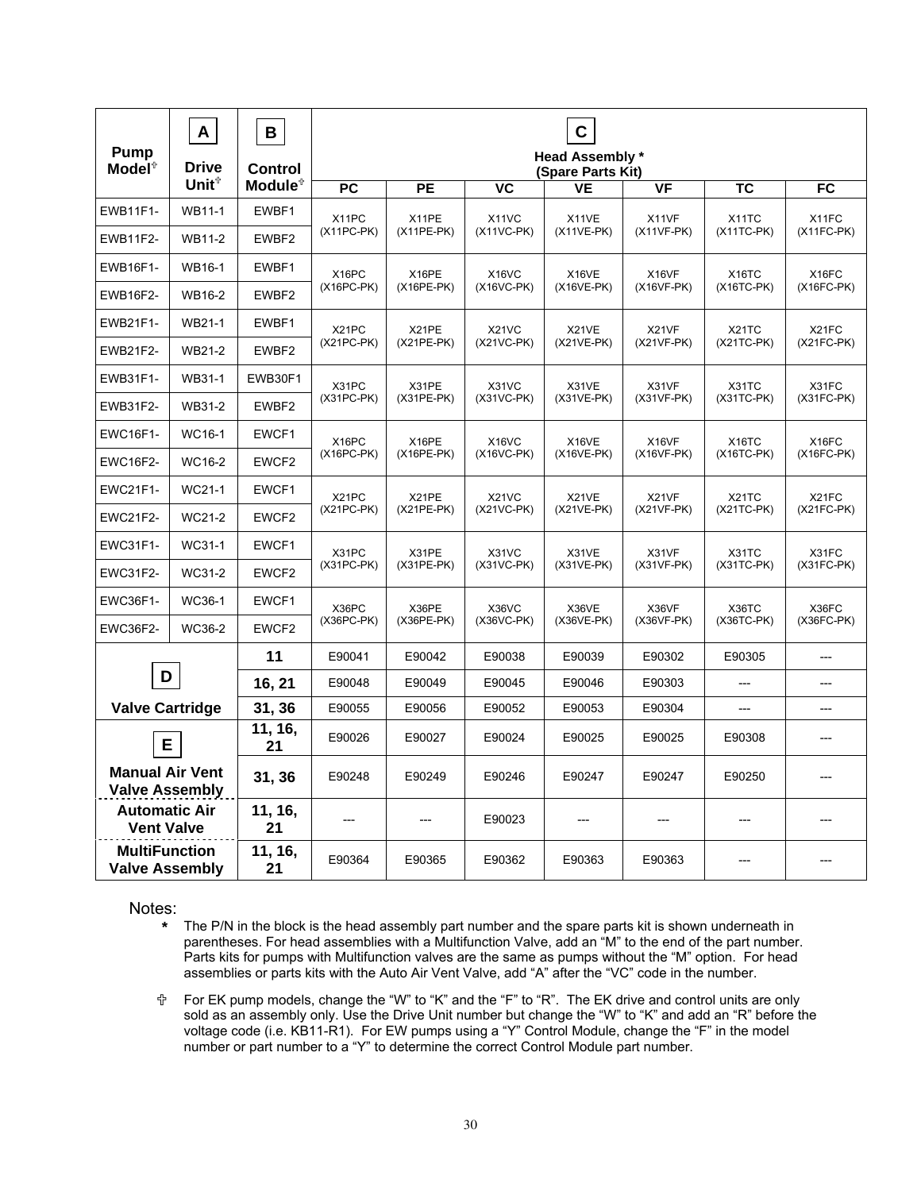| Pump Model✝ | A<br>Drive Unit✝ | B<br>Control Module✝ | C<br>Head Assembly *<br>(Spare Parts Kit) | | | | | | |
|---|---|---|---|---|---|---|---|---|---|
| | | | PC | PE | VC | VE | VF | TC | FC |
| EWB11F1- | WB11-1 | EWBF1 | X11PC<br>(X11PC-PK) | X11PE<br>(X11PE-PK) | X11VC<br>(X11VC-PK) | X11VE<br>(X11VE-PK) | X11VF<br>(X11VF-PK) | X11TC<br>(X11TC-PK) | X11FC<br>(X11FC-PK) |
| EWB11F2- | WB11-2 | EWBF2 | | | | | | | |
| EWB16F1- | WB16-1 | EWBF1 | X16PC<br>(X16PC-PK) | X16PE<br>(X16PE-PK) | X16VC<br>(X16VC-PK) | X16VE<br>(X16VE-PK) | X16VF<br>(X16VF-PK) | X16TC<br>(X16TC-PK) | X16FC<br>(X16FC-PK) |
| EWB16F2- | WB16-2 | EWBF2 | | | | | | | |
| EWB21F1- | WB21-1 | EWBF1 | X21PC<br>(X21PC-PK) | X21PE<br>(X21PE-PK) | X21VC<br>(X21VC-PK) | X21VE<br>(X21VE-PK) | X21VF<br>(X21VF-PK) | X21TC<br>(X21TC-PK) | X21FC<br>(X21FC-PK) |
| EWB21F2- | WB21-2 | EWBF2 | | | | | | | |
| EWB31F1- | WB31-1 | EWB30F1 | X31PC<br>(X31PC-PK) | X31PE<br>(X31PE-PK) | X31VC<br>(X31VC-PK) | X31VE<br>(X31VE-PK) | X31VF<br>(X31VF-PK) | X31TC<br>(X31TC-PK) | X31FC<br>(X31FC-PK) |
| EWB31F2- | WB31-2 | EWBF2 | | | | | | | |
| EWC16F1- | WC16-1 | EWCF1 | X16PC<br>(X16PC-PK) | X16PE<br>(X16PE-PK) | X16VC<br>(X16VC-PK) | X16VE<br>(X16VE-PK) | X16VF<br>(X16VF-PK) | X16TC<br>(X16TC-PK) | X16FC<br>(X16FC-PK) |
| EWC16F2- | WC16-2 | EWCF2 | | | | | | | |
| EWC21F1- | WC21-1 | EWCF1 | X21PC<br>(X21PC-PK) | X21PE<br>(X21PE-PK) | X21VC<br>(X21VC-PK) | X21VE<br>(X21VE-PK) | X21VF<br>(X21VF-PK) | X21TC<br>(X21TC-PK) | X21FC<br>(X21FC-PK) |
| EWC21F2- | WC21-2 | EWCF2 | | | | | | | |
| EWC31F1- | WC31-1 | EWCF1 | X31PC<br>(X31PC-PK) | X31PE<br>(X31PE-PK) | X31VC<br>(X31VC-PK) | X31VE<br>(X31VE-PK) | X31VF<br>(X31VF-PK) | X31TC<br>(X31TC-PK) | X31FC<br>(X31FC-PK) |
| EWC31F2- | WC31-2 | EWCF2 | | | | | | | |
| EWC36F1- | WC36-1 | EWCF1 | X36PC<br>(X36PC-PK) | X36PE<br>(X36PE-PK) | X36VC<br>(X36VC-PK) | X36VE<br>(X36VE-PK) | X36VF<br>(X36VF-PK) | X36TC<br>(X36TC-PK) | X36FC<br>(X36FC-PK) |
| EWC36F2- | WC36-2 | EWCF2 | | | | | | | |
| D<br>Valve Cartridge | | 11 | E90041 | E90042 | E90038 | E90039 | E90302 | E90305 | --- |
| | | 16, 21 | E90048 | E90049 | E90045 | E90046 | E90303 | --- | --- |
| | | 31, 36 | E90055 | E90056 | E90052 | E90053 | E90304 | --- | --- |
| E<br>Manual Air Vent Valve Assembly | | 11, 16, 21 | E90026 | E90027 | E90024 | E90025 | E90025 | E90308 | --- |
| | | 31, 36 | E90248 | E90249 | E90246 | E90247 | E90247 | E90250 | --- |
| Automatic Air Vent Valve | | 11, 16, 21 | --- | --- | E90023 | --- | --- | --- | --- |
| MultiFunction Valve Assembly | | 11, 16, 21 | E90364 | E90365 | E90362 | E90363 | E90363 | --- | --- |

Notes:

- **\*** The P/N in the block is the head assembly part number and the spare parts kit is shown underneath in parentheses. For head assemblies with a Multifunction Valve, add an "M" to the end of the part number. Parts kits for pumps with Multifunction valves are the same as pumps without the "M" option. For head assemblies or parts kits with the Auto Air Vent Valve, add "A" after the "VC" code in the number.
- ✝ For EK pump models, change the "W" to "K" and the "F" to "R". The EK drive and control units are only sold as an assembly only. Use the Drive Unit number but change the "W" to "K" and add an "R" before the voltage code (i.e. KB11-R1). For EW pumps using a "Y" Control Module, change the "F" in the model number or part number to a "Y" to determine the correct Control Module part number.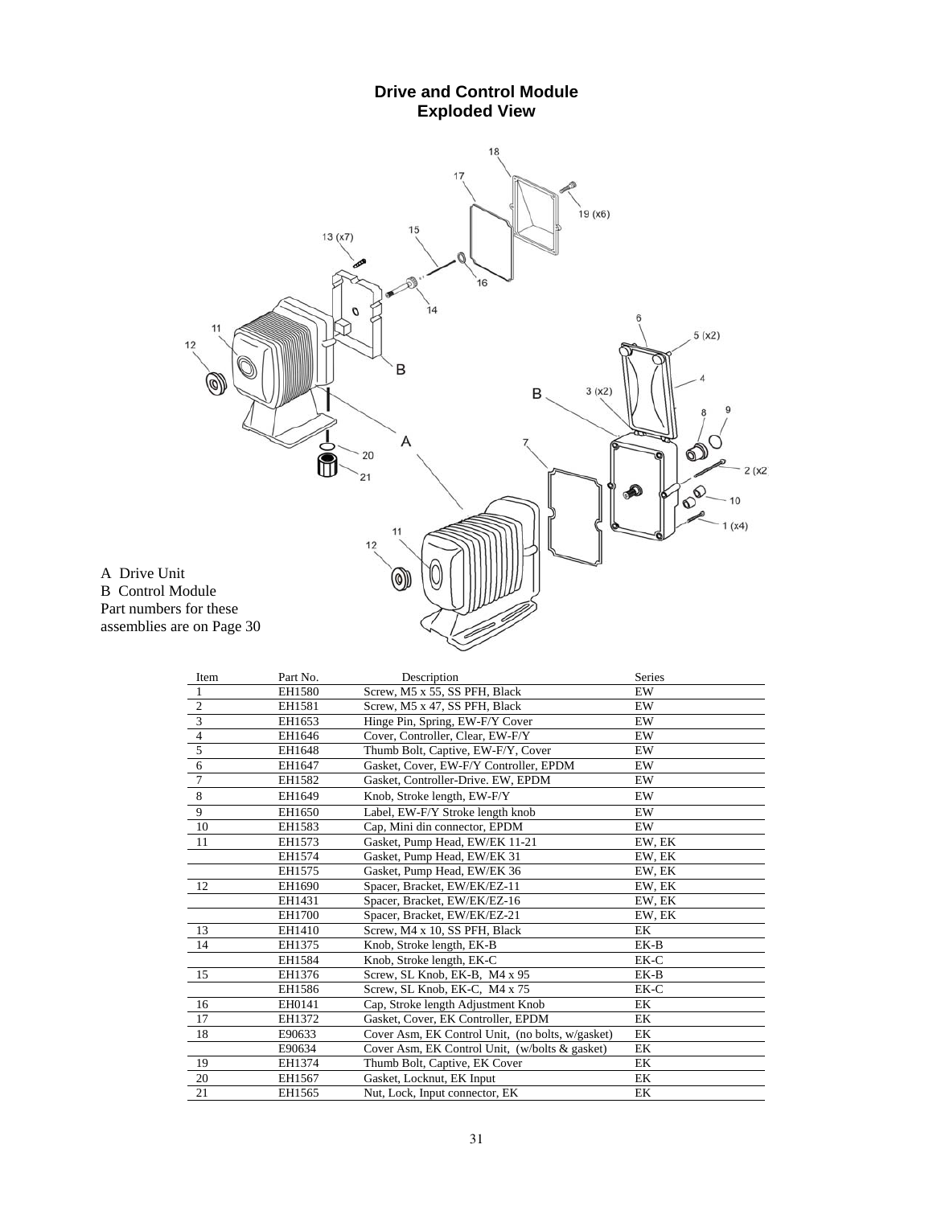## Drive and Control Module
## Exploded View

A Drive Unit
B Control Module
Part numbers for these assemblies are on Page 30

| Item | Part No. | Description | Series |
|---|---|---|---|
| 1 | EH1580 | Screw, M5 x 55, SS PFH, Black | EW |
| 2 | EH1581 | Screw, M5 x 47, SS PFH, Black | EW |
| 3 | EH1653 | Hinge Pin, Spring, EW-F/Y Cover | EW |
| 4 | EH1646 | Cover, Controller, Clear, EW-F/Y | EW |
| 5 | EH1648 | Thumb Bolt, Captive, EW-F/Y, Cover | EW |
| 6 | EH1647 | Gasket, Cover, EW-F/Y Controller, EPDM | EW |
| 7 | EH1582 | Gasket, Controller-Drive. EW, EPDM | EW |
| 8 | EH1649 | Knob, Stroke length, EW-F/Y | EW |
| 9 | EH1650 | Label, EW-F/Y Stroke length knob | EW |
| 10 | EH1583 | Cap, Mini din connector, EPDM | EW |
| 11 | EH1573 | Gasket, Pump Head, EW/EK 11-21 | EW, EK |
| | EH1574 | Gasket, Pump Head, EW/EK 31 | EW, EK |
| | EH1575 | Gasket, Pump Head, EW/EK 36 | EW, EK |
| 12 | EH1690 | Spacer, Bracket, EW/EK/EZ-11 | EW, EK |
| | EH1431 | Spacer, Bracket, EW/EK/EZ-16 | EW, EK |
| | EH1700 | Spacer, Bracket, EW/EK/EZ-21 | EW, EK |
| 13 | EH1410 | Screw, M4 x 10, SS PFH, Black | EK |
| 14 | EH1375 | Knob, Stroke length, EK-B | EK-B |
| | EH1584 | Knob, Stroke length, EK-C | EK-C |
| 15 | EH1376 | Screw, SL Knob, EK-B, M4 x 95 | EK-B |
| | EH1586 | Screw, SL Knob, EK-C, M4 x 75 | EK-C |
| 16 | EH0141 | Cap, Stroke length Adjustment Knob | EK |
| 17 | EH1372 | Gasket, Cover, EK Controller, EPDM | EK |
| 18 | E90633 | Cover Asm, EK Control Unit, (no bolts, w/gasket) | EK |
| | E90634 | Cover Asm, EK Control Unit, (w/bolts & gasket) | EK |
| 19 | EH1374 | Thumb Bolt, Captive, EK Cover | EK |
| 20 | EH1567 | Gasket, Locknut, EK Input | EK |
| 21 | EH1565 | Nut, Lock, Input connector, EK | EK |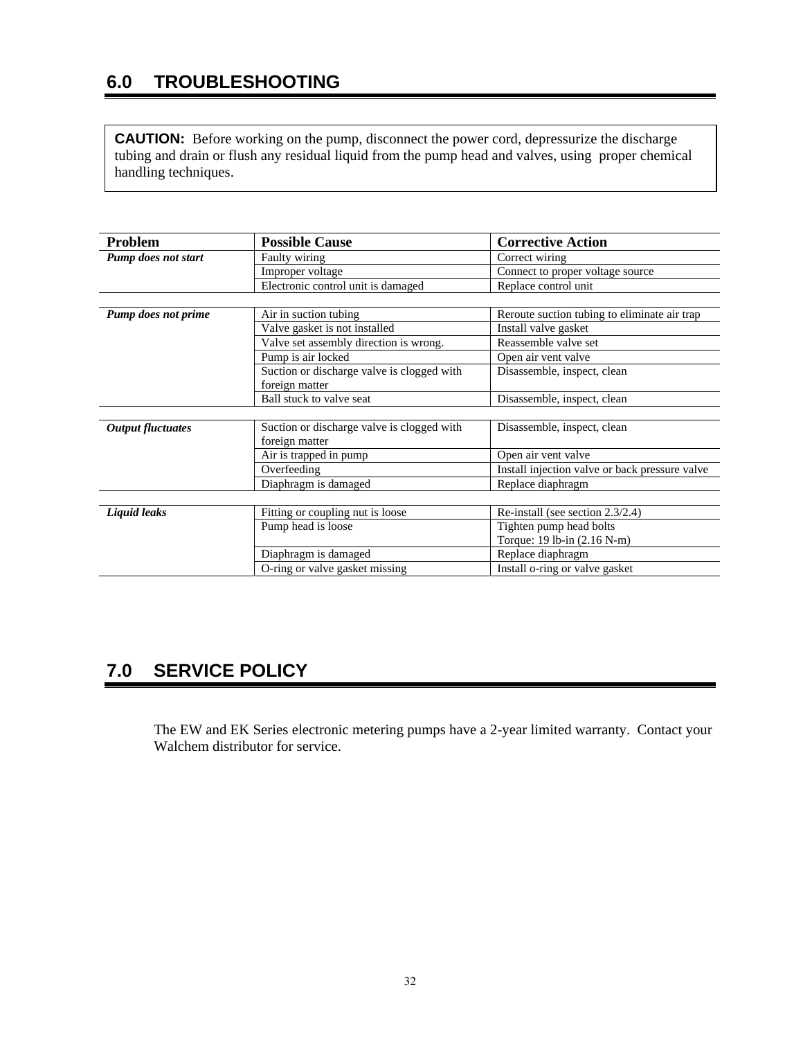## 6.0 TROUBLESHOOTING

**CAUTION:** Before working on the pump, disconnect the power cord, depressurize the discharge tubing and drain or flush any residual liquid from the pump head and valves, using proper chemical handling techniques.

| Problem | Possible Cause | Corrective Action |
|---|---|---|
| ***Pump does not start*** | Faulty wiring | Correct wiring |
| | Improper voltage | Connect to proper voltage source |
| | Electronic control unit is damaged | Replace control unit |
| ***Pump does not prime*** | Air in suction tubing | Reroute suction tubing to eliminate air trap |
| | Valve gasket is not installed | Install valve gasket |
| | Valve set assembly direction is wrong. | Reassemble valve set |
| | Pump is air locked | Open air vent valve |
| | Suction or discharge valve is clogged with foreign matter | Disassemble, inspect, clean |
| | Ball stuck to valve seat | Disassemble, inspect, clean |
| ***Output fluctuates*** | Suction or discharge valve is clogged with foreign matter | Disassemble, inspect, clean |
| | Air is trapped in pump | Open air vent valve |
| | Overfeeding | Install injection valve or back pressure valve |
| | Diaphragm is damaged | Replace diaphragm |
| ***Liquid leaks*** | Fitting or coupling nut is loose | Re-install (see section 2.3/2.4) |
| | Pump head is loose | Tighten pump head bolts<br>Torque: 19 lb-in (2.16 N-m) |
| | Diaphragm is damaged | Replace diaphragm |
| | O-ring or valve gasket missing | Install o-ring or valve gasket |

## 7.0 SERVICE POLICY

The EW and EK Series electronic metering pumps have a 2-year limited warranty. Contact your Walchem distributor for service.